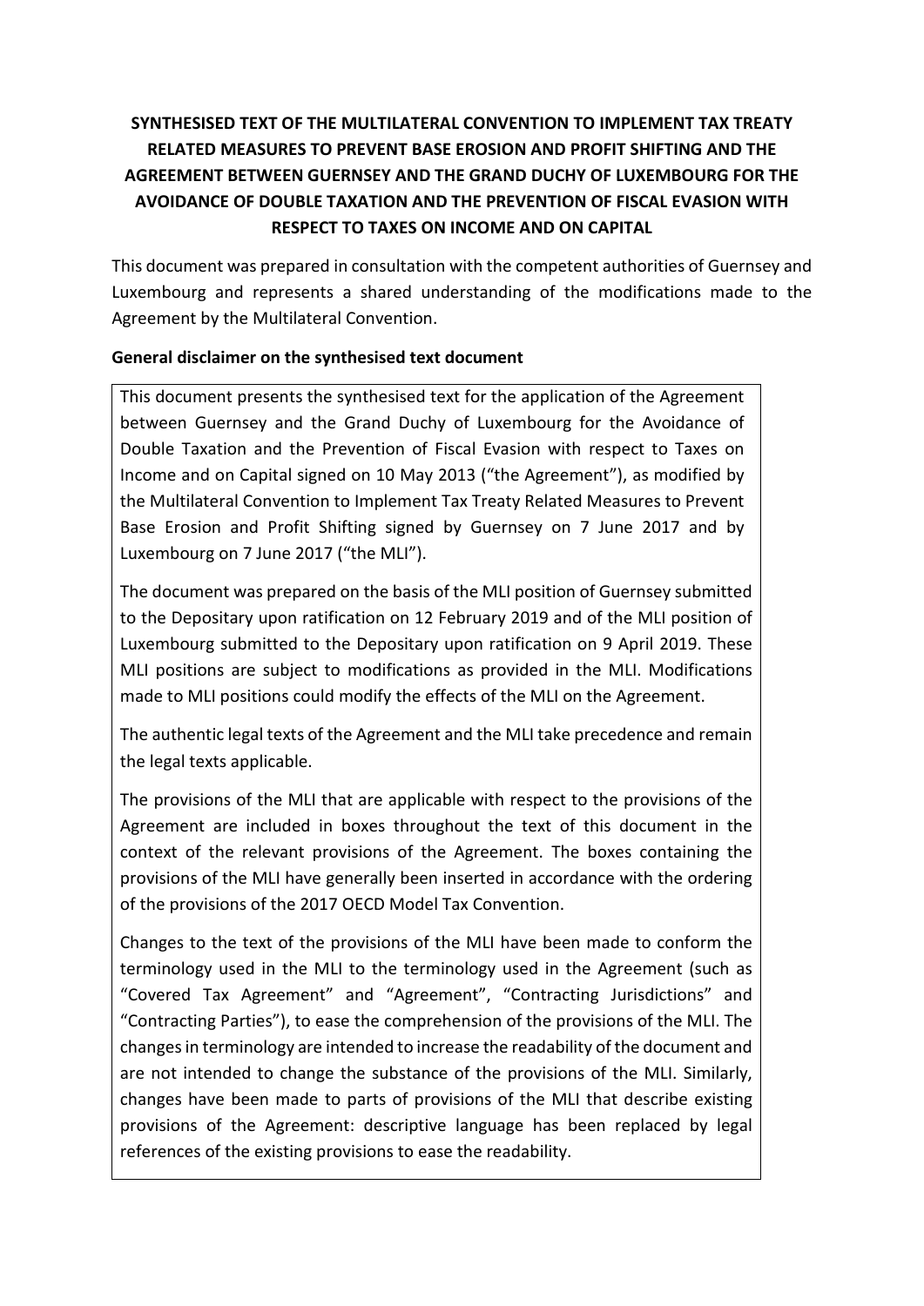# SYNTHESISED TEXT OF THE MULTILATERAL CONVENTION TO IMPLEMENT TAX TREATY RELATED MEASURES TO PREVENT BASE EROSION AND PROFIT SHIFTING AND THE AGREEMENT BETWEEN GUERNSEY AND THE GRAND DUCHY OF LUXEMBOURG FOR THE AVOIDANCE OF DOUBLE TAXATION AND THE PREVENTION OF FISCAL EVASION WITH RESPECT TO TAXES ON INCOME AND ON CAPITAL

This document was prepared in consultation with the competent authorities of Guernsey and Luxembourg and represents a shared understanding of the modifications made to the Agreement by the Multilateral Convention.

**General disclaimer on the synthesised text document**

This document presents the synthesised text for the application of the Agreement between Guernsey and the Grand Duchy of Luxembourg for the Avoidance of Double Taxation and the Prevention of Fiscal Evasion with respect to Taxes on Income and on Capital signed on 10 May 2013 ("the Agreement"), as modified by the Multilateral Convention to Implement Tax Treaty Related Measures to Prevent Base Erosion and Profit Shifting signed by Guernsey on 7 June 2017 and by Luxembourg on 7 June 2017 ("the MLI").

The document was prepared on the basis of the MLI position of Guernsey submitted to the Depositary upon ratification on 12 February 2019 and of the MLI position of Luxembourg submitted to the Depositary upon ratification on 9 April 2019. These MLI positions are subject to modifications as provided in the MLI. Modifications made to MLI positions could modify the effects of the MLI on the Agreement.

The authentic legal texts of the Agreement and the MLI take precedence and remain the legal texts applicable.

The provisions of the MLI that are applicable with respect to the provisions of the Agreement are included in boxes throughout the text of this document in the context of the relevant provisions of the Agreement. The boxes containing the provisions of the MLI have generally been inserted in accordance with the ordering of the provisions of the 2017 OECD Model Tax Convention.

Changes to the text of the provisions of the MLI have been made to conform the terminology used in the MLI to the terminology used in the Agreement (such as "Covered Tax Agreement" and "Agreement", "Contracting Jurisdictions" and "Contracting Parties"), to ease the comprehension of the provisions of the MLI. The changes in terminology are intended to increase the readability of the document and are not intended to change the substance of the provisions of the MLI. Similarly, changes have been made to parts of provisions of the MLI that describe existing provisions of the Agreement: descriptive language has been replaced by legal references of the existing provisions to ease the readability.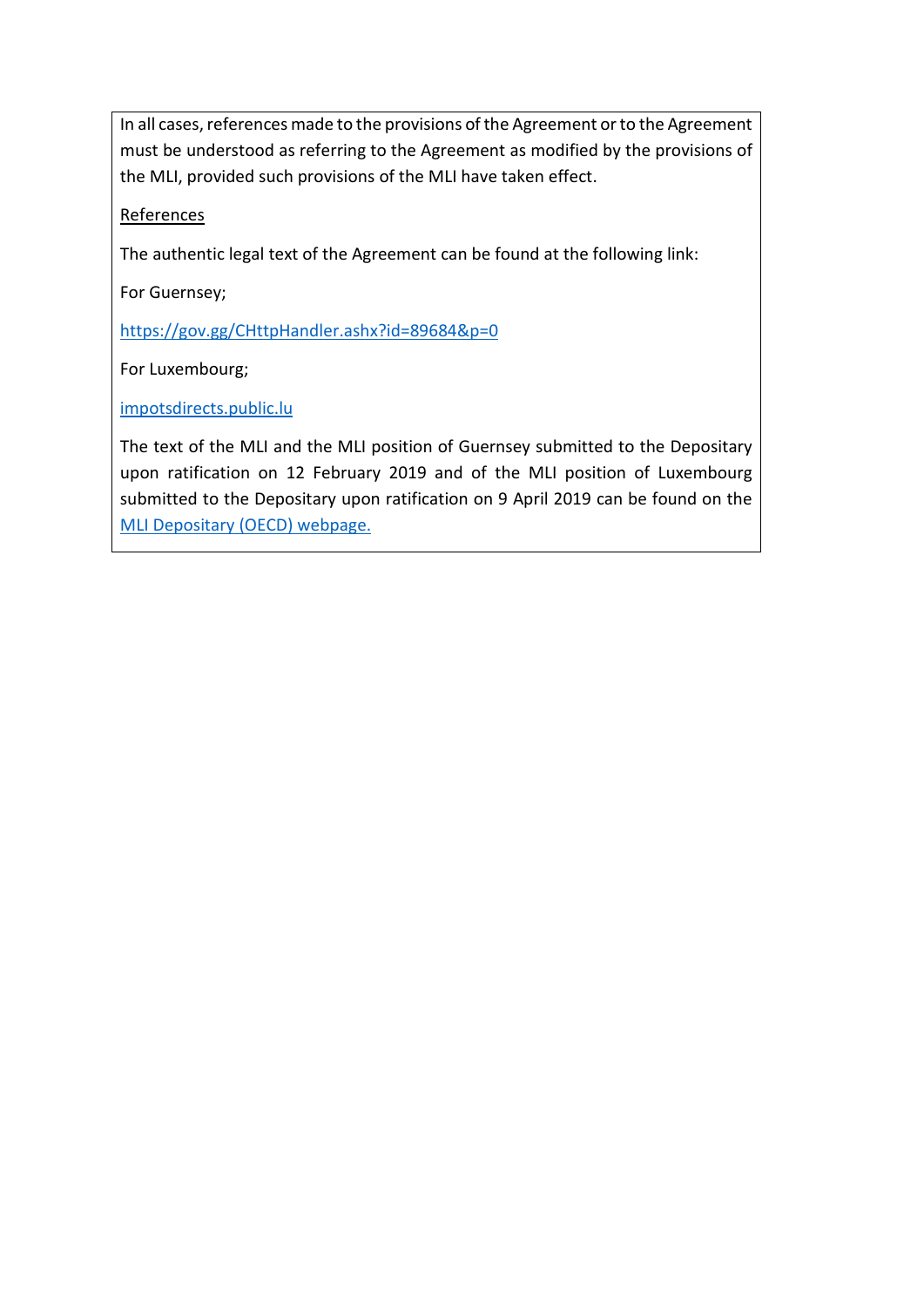In all cases, references made to the provisions of the Agreement or to the Agreement must be understood as referring to the Agreement as modified by the provisions of the MLI, provided such provisions of the MLI have taken effect.

References

The authentic legal text of the Agreement can be found at the following link:

For Guernsey;

https://gov.gg/CHttpHandler.ashx?id=89684&p=0

For Luxembourg;

impotsdirects.public.lu

The text of the MLI and the MLI position of Guernsey submitted to the Depositary upon ratification on 12 February 2019 and of the MLI position of Luxembourg submitted to the Depositary upon ratification on 9 April 2019 can be found on the MLI Depositary (OECD) webpage.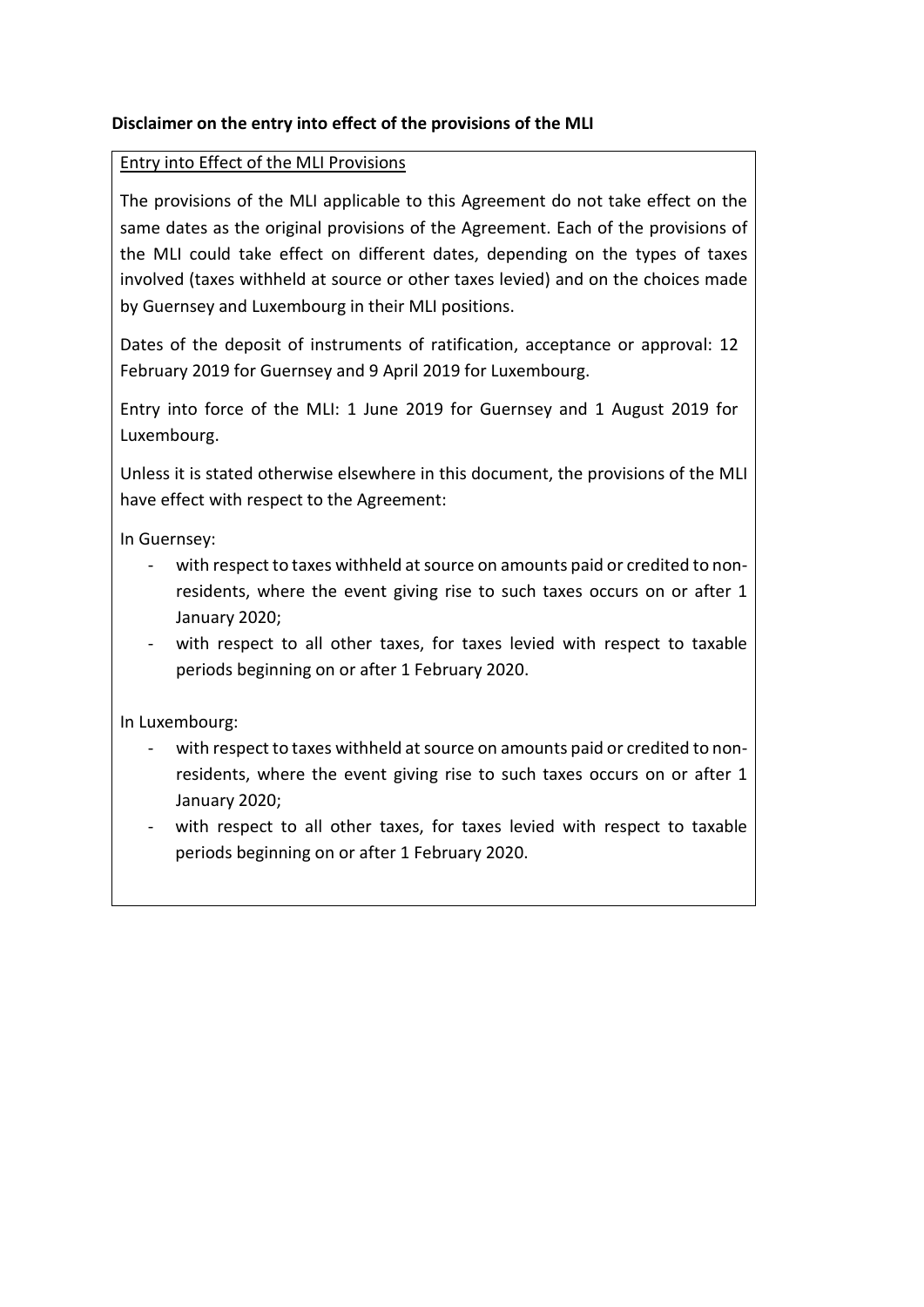**Disclaimer on the entry into effect of the provisions of the MLI**

Entry into Effect of the MLI Provisions

The provisions of the MLI applicable to this Agreement do not take effect on the same dates as the original provisions of the Agreement. Each of the provisions of the MLI could take effect on different dates, depending on the types of taxes involved (taxes withheld at source or other taxes levied) and on the choices made by Guernsey and Luxembourg in their MLI positions.

Dates of the deposit of instruments of ratification, acceptance or approval: 12 February 2019 for Guernsey and 9 April 2019 for Luxembourg.

Entry into force of the MLI: 1 June 2019 for Guernsey and 1 August 2019 for Luxembourg.

Unless it is stated otherwise elsewhere in this document, the provisions of the MLI have effect with respect to the Agreement:

In Guernsey:

- with respect to taxes withheld at source on amounts paid or credited to non-residents, where the event giving rise to such taxes occurs on or after 1 January 2020;
- with respect to all other taxes, for taxes levied with respect to taxable periods beginning on or after 1 February 2020.

In Luxembourg:

- with respect to taxes withheld at source on amounts paid or credited to non-residents, where the event giving rise to such taxes occurs on or after 1 January 2020;
- with respect to all other taxes, for taxes levied with respect to taxable periods beginning on or after 1 February 2020.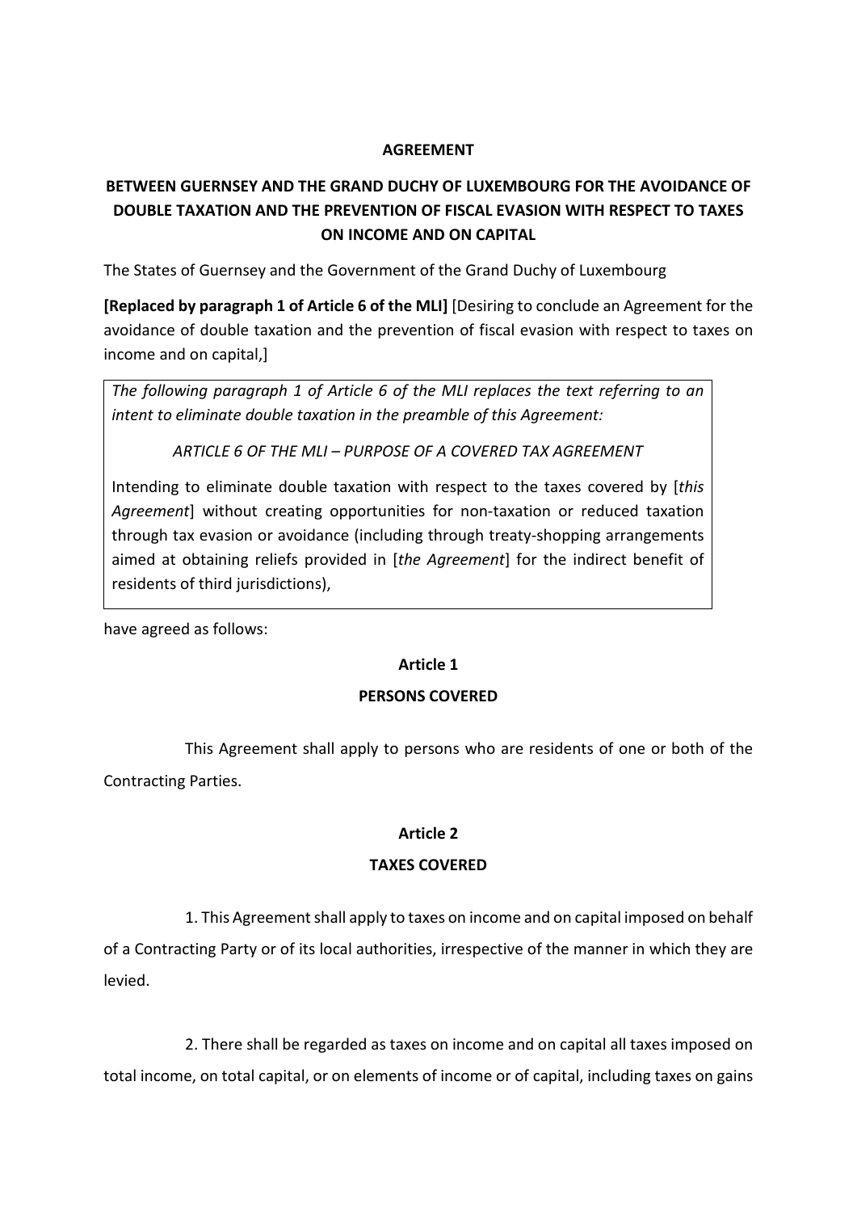**AGREEMENT**

**BETWEEN GUERNSEY AND THE GRAND DUCHY OF LUXEMBOURG FOR THE AVOIDANCE OF DOUBLE TAXATION AND THE PREVENTION OF FISCAL EVASION WITH RESPECT TO TAXES ON INCOME AND ON CAPITAL**

The States of Guernsey and the Government of the Grand Duchy of Luxembourg

**[Replaced by paragraph 1 of Article 6 of the MLI]** [Desiring to conclude an Agreement for the avoidance of double taxation and the prevention of fiscal evasion with respect to taxes on income and on capital,]

> *The following paragraph 1 of Article 6 of the MLI replaces the text referring to an intent to eliminate double taxation in the preamble of this Agreement:*
>
> *ARTICLE 6 OF THE MLI – PURPOSE OF A COVERED TAX AGREEMENT*
>
> Intending to eliminate double taxation with respect to the taxes covered by [*this Agreement*] without creating opportunities for non-taxation or reduced taxation through tax evasion or avoidance (including through treaty-shopping arrangements aimed at obtaining reliefs provided in [*the Agreement*] for the indirect benefit of residents of third jurisdictions),

have agreed as follows:

**Article 1**

**PERSONS COVERED**

This Agreement shall apply to persons who are residents of one or both of the Contracting Parties.

**Article 2**

**TAXES COVERED**

1. This Agreement shall apply to taxes on income and on capital imposed on behalf of a Contracting Party or of its local authorities, irrespective of the manner in which they are levied.

2. There shall be regarded as taxes on income and on capital all taxes imposed on total income, on total capital, or on elements of income or of capital, including taxes on gains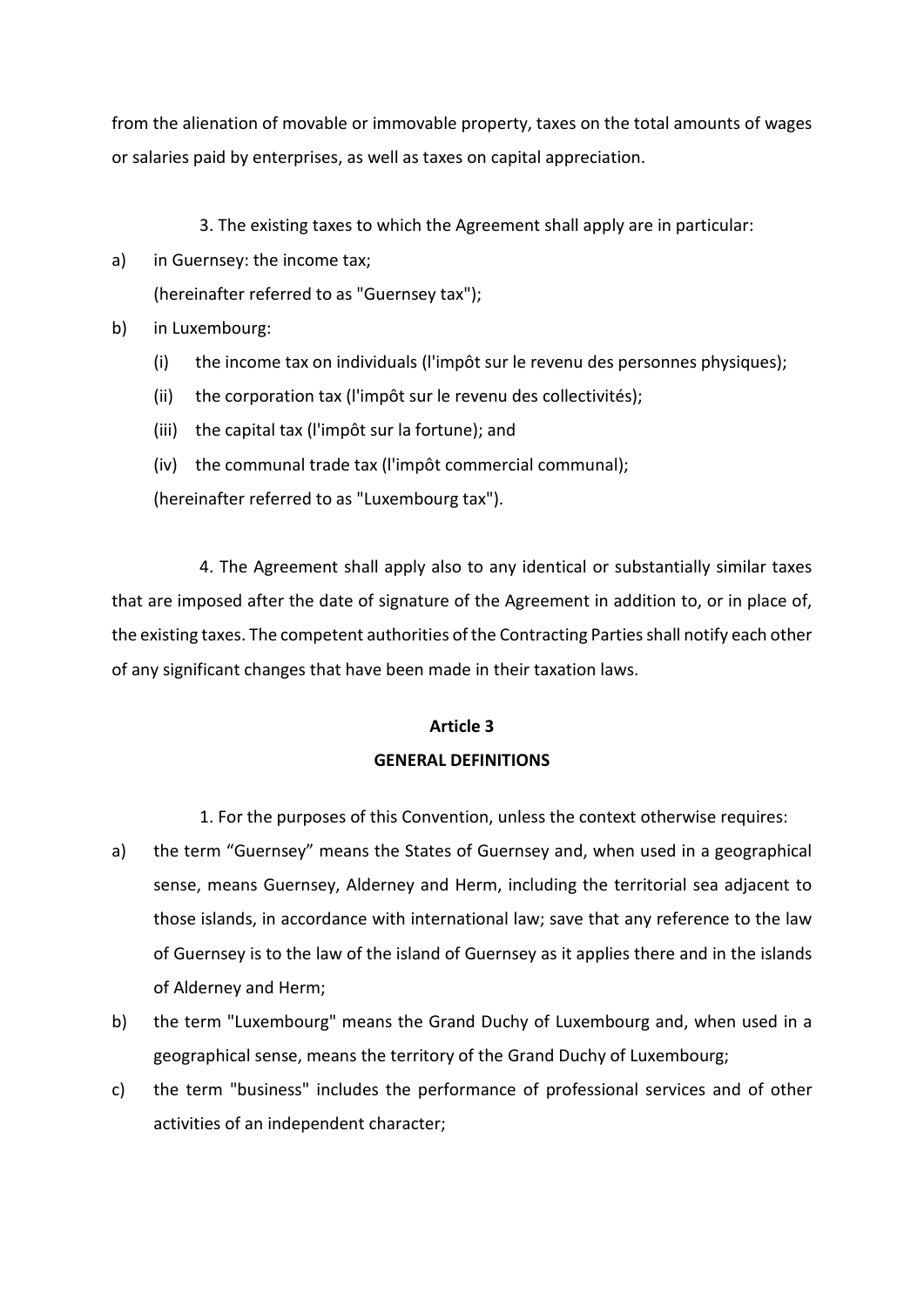from the alienation of movable or immovable property, taxes on the total amounts of wages or salaries paid by enterprises, as well as taxes on capital appreciation.

3. The existing taxes to which the Agreement shall apply are in particular:

a) in Guernsey: the income tax;
   (hereinafter referred to as "Guernsey tax");

b) in Luxembourg:
   (i) the income tax on individuals (l'impôt sur le revenu des personnes physiques);
   (ii) the corporation tax (l'impôt sur le revenu des collectivités);
   (iii) the capital tax (l'impôt sur la fortune); and
   (iv) the communal trade tax (l'impôt commercial communal);
   (hereinafter referred to as "Luxembourg tax").

4. The Agreement shall apply also to any identical or substantially similar taxes that are imposed after the date of signature of the Agreement in addition to, or in place of, the existing taxes. The competent authorities of the Contracting Parties shall notify each other of any significant changes that have been made in their taxation laws.

**Article 3**

**GENERAL DEFINITIONS**

1. For the purposes of this Convention, unless the context otherwise requires:

a) the term “Guernsey” means the States of Guernsey and, when used in a geographical sense, means Guernsey, Alderney and Herm, including the territorial sea adjacent to those islands, in accordance with international law; save that any reference to the law of Guernsey is to the law of the island of Guernsey as it applies there and in the islands of Alderney and Herm;

b) the term "Luxembourg" means the Grand Duchy of Luxembourg and, when used in a geographical sense, means the territory of the Grand Duchy of Luxembourg;

c) the term "business" includes the performance of professional services and of other activities of an independent character;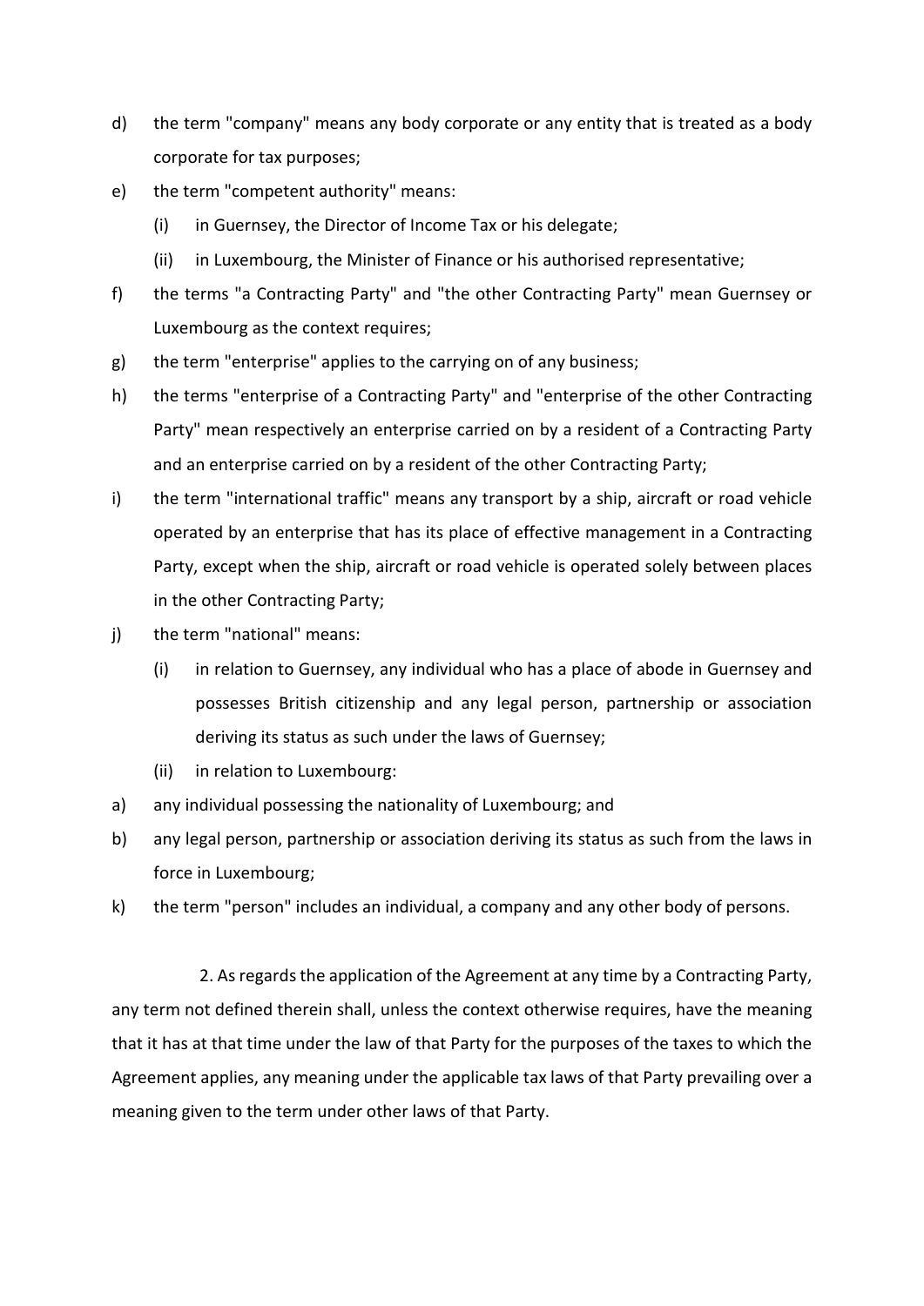d) the term "company" means any body corporate or any entity that is treated as a body corporate for tax purposes;

e) the term "competent authority" means:

   (i) in Guernsey, the Director of Income Tax or his delegate;

   (ii) in Luxembourg, the Minister of Finance or his authorised representative;

f) the terms "a Contracting Party" and "the other Contracting Party" mean Guernsey or Luxembourg as the context requires;

g) the term "enterprise" applies to the carrying on of any business;

h) the terms "enterprise of a Contracting Party" and "enterprise of the other Contracting Party" mean respectively an enterprise carried on by a resident of a Contracting Party and an enterprise carried on by a resident of the other Contracting Party;

i) the term "international traffic" means any transport by a ship, aircraft or road vehicle operated by an enterprise that has its place of effective management in a Contracting Party, except when the ship, aircraft or road vehicle is operated solely between places in the other Contracting Party;

j) the term "national" means:

   (i) in relation to Guernsey, any individual who has a place of abode in Guernsey and possesses British citizenship and any legal person, partnership or association deriving its status as such under the laws of Guernsey;

   (ii) in relation to Luxembourg:

a) any individual possessing the nationality of Luxembourg; and

b) any legal person, partnership or association deriving its status as such from the laws in force in Luxembourg;

k) the term "person" includes an individual, a company and any other body of persons.

2. As regards the application of the Agreement at any time by a Contracting Party, any term not defined therein shall, unless the context otherwise requires, have the meaning that it has at that time under the law of that Party for the purposes of the taxes to which the Agreement applies, any meaning under the applicable tax laws of that Party prevailing over a meaning given to the term under other laws of that Party.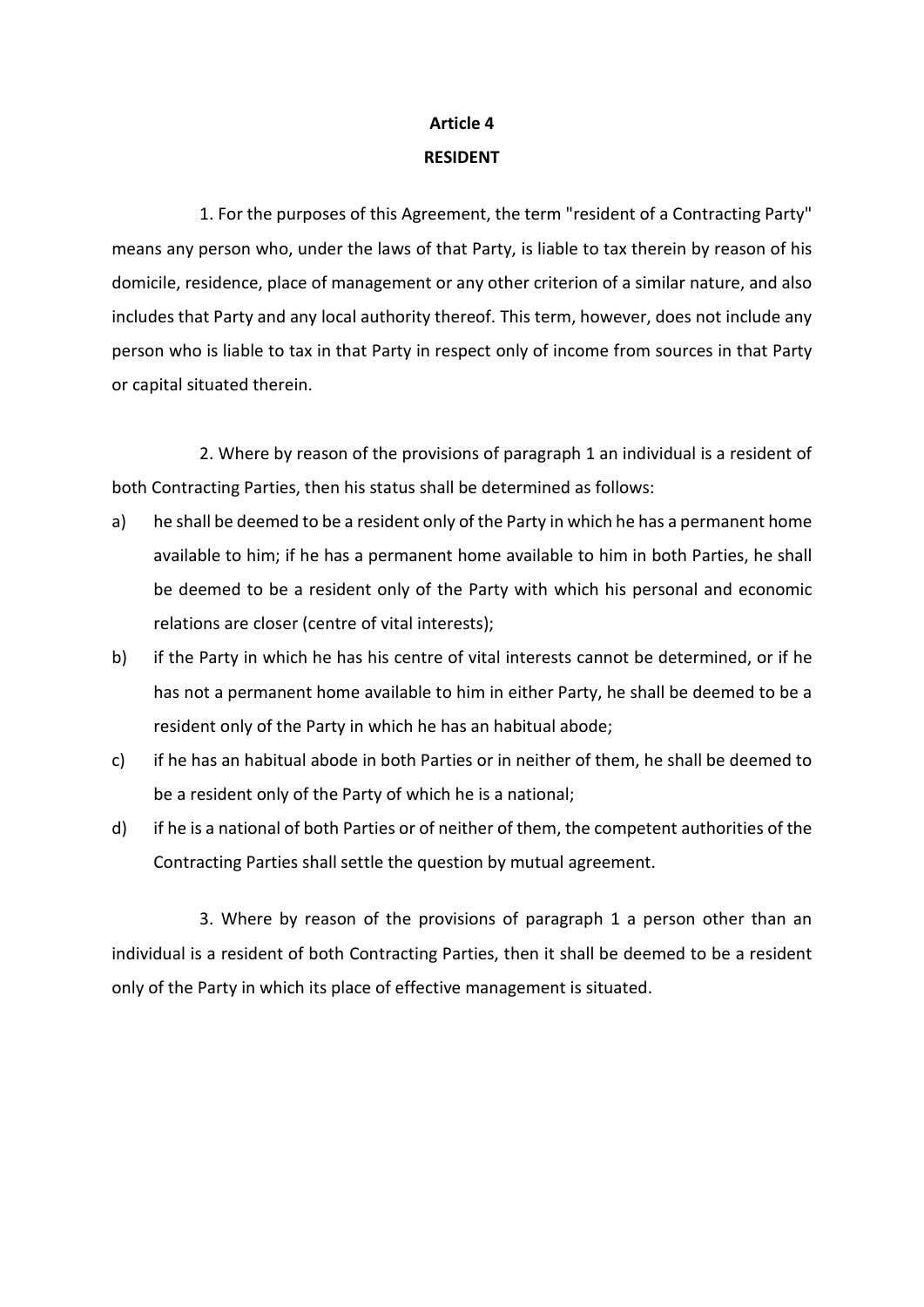**Article 4**

**RESIDENT**

1. For the purposes of this Agreement, the term "resident of a Contracting Party" means any person who, under the laws of that Party, is liable to tax therein by reason of his domicile, residence, place of management or any other criterion of a similar nature, and also includes that Party and any local authority thereof. This term, however, does not include any person who is liable to tax in that Party in respect only of income from sources in that Party or capital situated therein.

2. Where by reason of the provisions of paragraph 1 an individual is a resident of both Contracting Parties, then his status shall be determined as follows:

a) he shall be deemed to be a resident only of the Party in which he has a permanent home available to him; if he has a permanent home available to him in both Parties, he shall be deemed to be a resident only of the Party with which his personal and economic relations are closer (centre of vital interests);

b) if the Party in which he has his centre of vital interests cannot be determined, or if he has not a permanent home available to him in either Party, he shall be deemed to be a resident only of the Party in which he has an habitual abode;

c) if he has an habitual abode in both Parties or in neither of them, he shall be deemed to be a resident only of the Party of which he is a national;

d) if he is a national of both Parties or of neither of them, the competent authorities of the Contracting Parties shall settle the question by mutual agreement.

3. Where by reason of the provisions of paragraph 1 a person other than an individual is a resident of both Contracting Parties, then it shall be deemed to be a resident only of the Party in which its place of effective management is situated.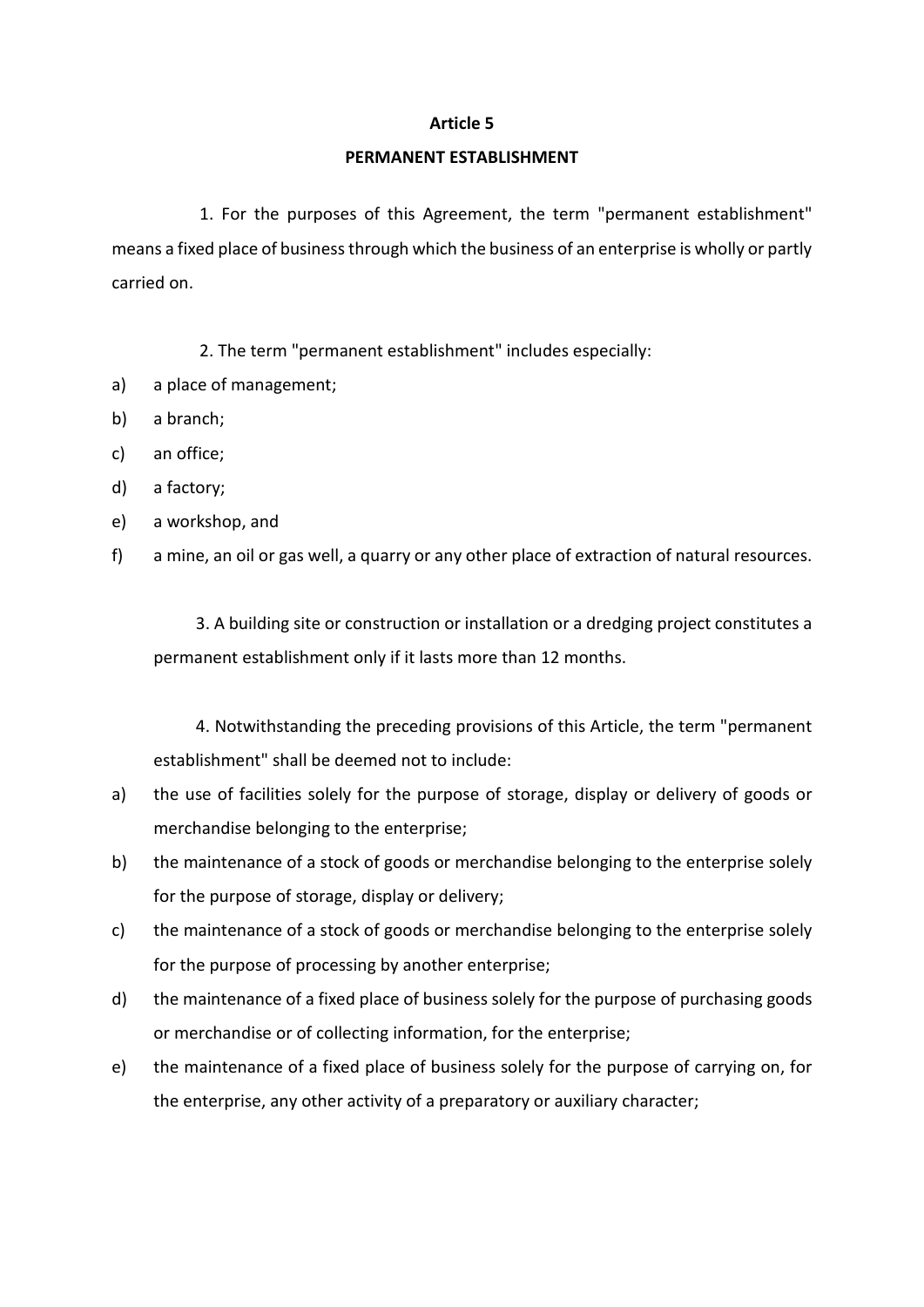# Article 5

## PERMANENT ESTABLISHMENT

1. For the purposes of this Agreement, the term "permanent establishment" means a fixed place of business through which the business of an enterprise is wholly or partly carried on.

2. The term "permanent establishment" includes especially:

a) a place of management;

b) a branch;

c) an office;

d) a factory;

e) a workshop, and

f) a mine, an oil or gas well, a quarry or any other place of extraction of natural resources.

3. A building site or construction or installation or a dredging project constitutes a permanent establishment only if it lasts more than 12 months.

4. Notwithstanding the preceding provisions of this Article, the term "permanent establishment" shall be deemed not to include:

a) the use of facilities solely for the purpose of storage, display or delivery of goods or merchandise belonging to the enterprise;

b) the maintenance of a stock of goods or merchandise belonging to the enterprise solely for the purpose of storage, display or delivery;

c) the maintenance of a stock of goods or merchandise belonging to the enterprise solely for the purpose of processing by another enterprise;

d) the maintenance of a fixed place of business solely for the purpose of purchasing goods or merchandise or of collecting information, for the enterprise;

e) the maintenance of a fixed place of business solely for the purpose of carrying on, for the enterprise, any other activity of a preparatory or auxiliary character;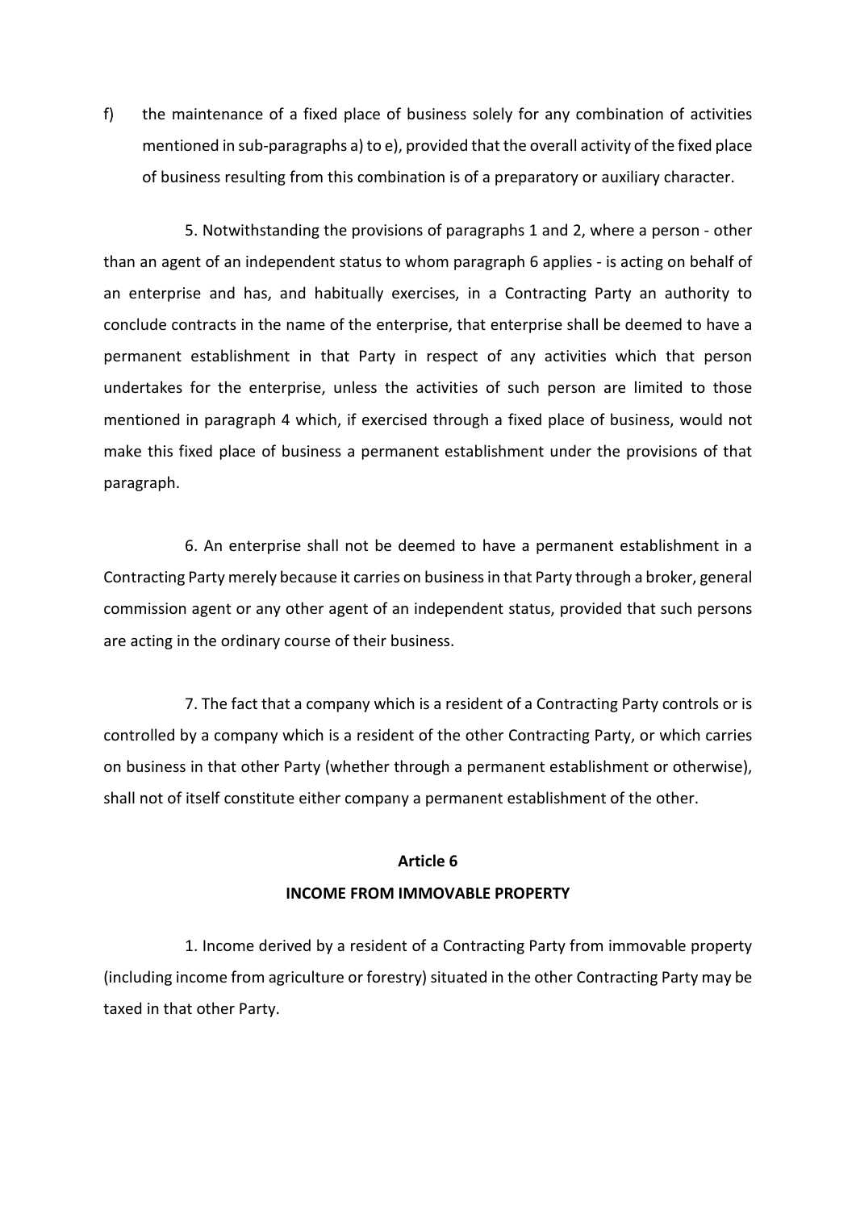f) the maintenance of a fixed place of business solely for any combination of activities mentioned in sub-paragraphs a) to e), provided that the overall activity of the fixed place of business resulting from this combination is of a preparatory or auxiliary character.

5. Notwithstanding the provisions of paragraphs 1 and 2, where a person - other than an agent of an independent status to whom paragraph 6 applies - is acting on behalf of an enterprise and has, and habitually exercises, in a Contracting Party an authority to conclude contracts in the name of the enterprise, that enterprise shall be deemed to have a permanent establishment in that Party in respect of any activities which that person undertakes for the enterprise, unless the activities of such person are limited to those mentioned in paragraph 4 which, if exercised through a fixed place of business, would not make this fixed place of business a permanent establishment under the provisions of that paragraph.

6. An enterprise shall not be deemed to have a permanent establishment in a Contracting Party merely because it carries on business in that Party through a broker, general commission agent or any other agent of an independent status, provided that such persons are acting in the ordinary course of their business.

7. The fact that a company which is a resident of a Contracting Party controls or is controlled by a company which is a resident of the other Contracting Party, or which carries on business in that other Party (whether through a permanent establishment or otherwise), shall not of itself constitute either company a permanent establishment of the other.

## Article 6

## INCOME FROM IMMOVABLE PROPERTY

1. Income derived by a resident of a Contracting Party from immovable property (including income from agriculture or forestry) situated in the other Contracting Party may be taxed in that other Party.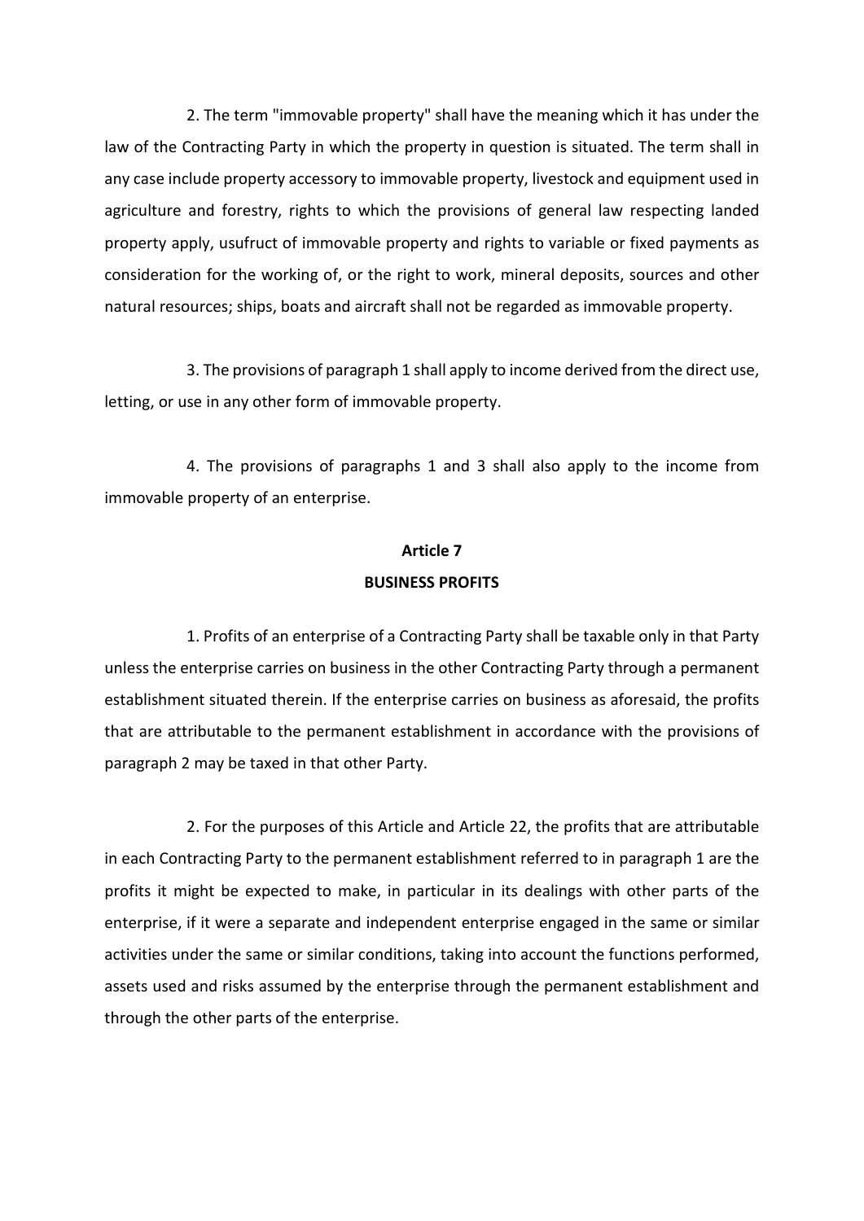2. The term "immovable property" shall have the meaning which it has under the law of the Contracting Party in which the property in question is situated. The term shall in any case include property accessory to immovable property, livestock and equipment used in agriculture and forestry, rights to which the provisions of general law respecting landed property apply, usufruct of immovable property and rights to variable or fixed payments as consideration for the working of, or the right to work, mineral deposits, sources and other natural resources; ships, boats and aircraft shall not be regarded as immovable property.

3. The provisions of paragraph 1 shall apply to income derived from the direct use, letting, or use in any other form of immovable property.

4. The provisions of paragraphs 1 and 3 shall also apply to the income from immovable property of an enterprise.

## Article 7
## BUSINESS PROFITS

1. Profits of an enterprise of a Contracting Party shall be taxable only in that Party unless the enterprise carries on business in the other Contracting Party through a permanent establishment situated therein. If the enterprise carries on business as aforesaid, the profits that are attributable to the permanent establishment in accordance with the provisions of paragraph 2 may be taxed in that other Party.

2. For the purposes of this Article and Article 22, the profits that are attributable in each Contracting Party to the permanent establishment referred to in paragraph 1 are the profits it might be expected to make, in particular in its dealings with other parts of the enterprise, if it were a separate and independent enterprise engaged in the same or similar activities under the same or similar conditions, taking into account the functions performed, assets used and risks assumed by the enterprise through the permanent establishment and through the other parts of the enterprise.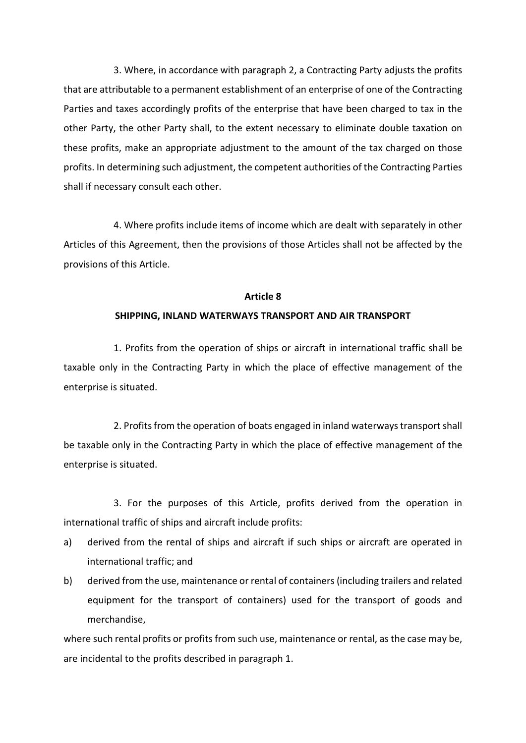3. Where, in accordance with paragraph 2, a Contracting Party adjusts the profits that are attributable to a permanent establishment of an enterprise of one of the Contracting Parties and taxes accordingly profits of the enterprise that have been charged to tax in the other Party, the other Party shall, to the extent necessary to eliminate double taxation on these profits, make an appropriate adjustment to the amount of the tax charged on those profits. In determining such adjustment, the competent authorities of the Contracting Parties shall if necessary consult each other.

4. Where profits include items of income which are dealt with separately in other Articles of this Agreement, then the provisions of those Articles shall not be affected by the provisions of this Article.

## Article 8

### SHIPPING, INLAND WATERWAYS TRANSPORT AND AIR TRANSPORT

1. Profits from the operation of ships or aircraft in international traffic shall be taxable only in the Contracting Party in which the place of effective management of the enterprise is situated.

2. Profits from the operation of boats engaged in inland waterways transport shall be taxable only in the Contracting Party in which the place of effective management of the enterprise is situated.

3. For the purposes of this Article, profits derived from the operation in international traffic of ships and aircraft include profits:

a) derived from the rental of ships and aircraft if such ships or aircraft are operated in international traffic; and
b) derived from the use, maintenance or rental of containers (including trailers and related equipment for the transport of containers) used for the transport of goods and merchandise,

where such rental profits or profits from such use, maintenance or rental, as the case may be, are incidental to the profits described in paragraph 1.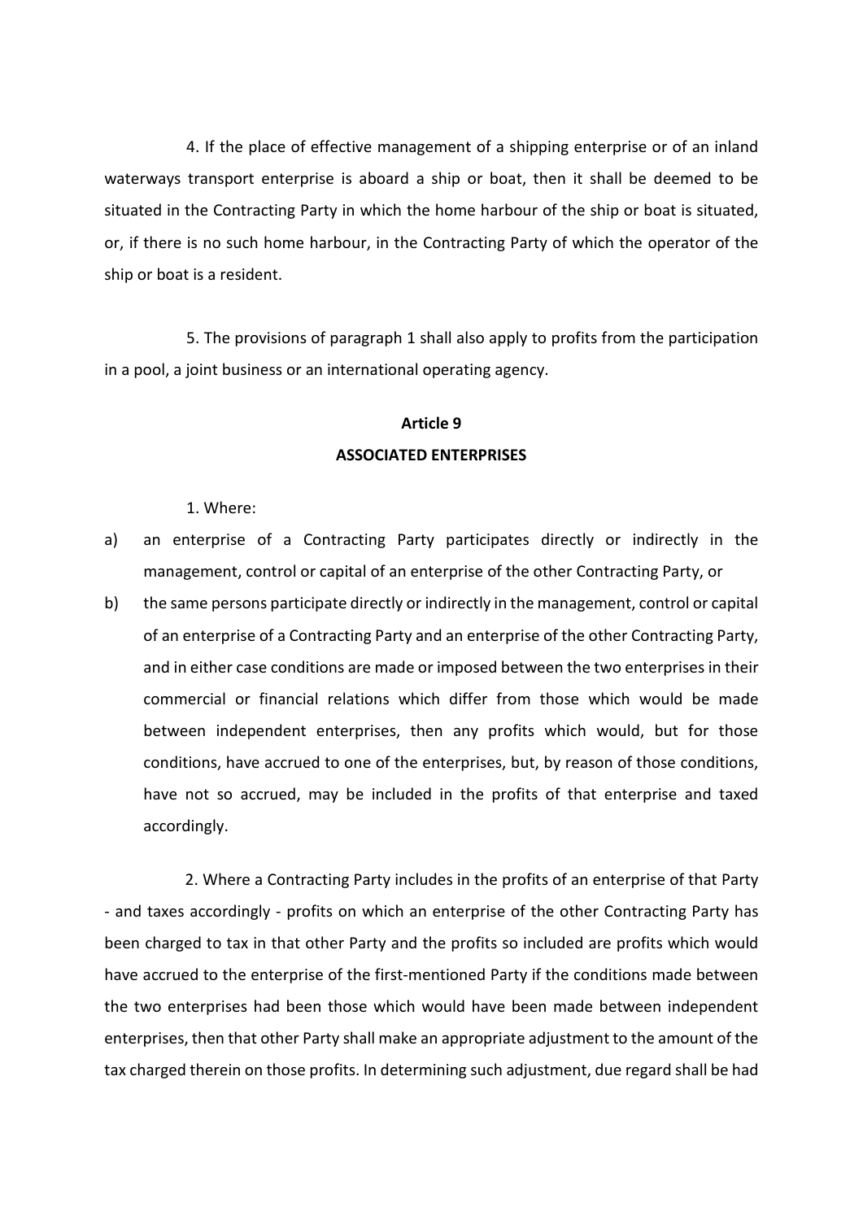4. If the place of effective management of a shipping enterprise or of an inland waterways transport enterprise is aboard a ship or boat, then it shall be deemed to be situated in the Contracting Party in which the home harbour of the ship or boat is situated, or, if there is no such home harbour, in the Contracting Party of which the operator of the ship or boat is a resident.

5. The provisions of paragraph 1 shall also apply to profits from the participation in a pool, a joint business or an international operating agency.

**Article 9**

**ASSOCIATED ENTERPRISES**

1. Where:

a) an enterprise of a Contracting Party participates directly or indirectly in the management, control or capital of an enterprise of the other Contracting Party, or

b) the same persons participate directly or indirectly in the management, control or capital of an enterprise of a Contracting Party and an enterprise of the other Contracting Party, and in either case conditions are made or imposed between the two enterprises in their commercial or financial relations which differ from those which would be made between independent enterprises, then any profits which would, but for those conditions, have accrued to one of the enterprises, but, by reason of those conditions, have not so accrued, may be included in the profits of that enterprise and taxed accordingly.

2. Where a Contracting Party includes in the profits of an enterprise of that Party - and taxes accordingly - profits on which an enterprise of the other Contracting Party has been charged to tax in that other Party and the profits so included are profits which would have accrued to the enterprise of the first-mentioned Party if the conditions made between the two enterprises had been those which would have been made between independent enterprises, then that other Party shall make an appropriate adjustment to the amount of the tax charged therein on those profits. In determining such adjustment, due regard shall be had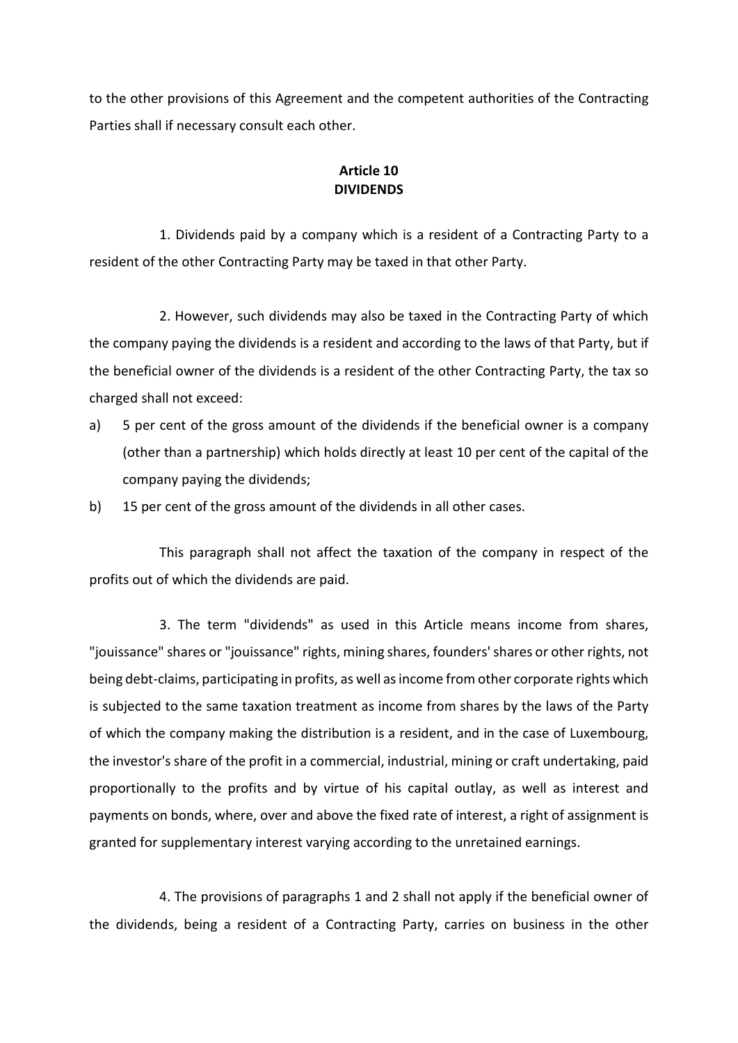to the other provisions of this Agreement and the competent authorities of the Contracting Parties shall if necessary consult each other.

### Article 10
### DIVIDENDS

1. Dividends paid by a company which is a resident of a Contracting Party to a resident of the other Contracting Party may be taxed in that other Party.

2. However, such dividends may also be taxed in the Contracting Party of which the company paying the dividends is a resident and according to the laws of that Party, but if the beneficial owner of the dividends is a resident of the other Contracting Party, the tax so charged shall not exceed:

a) 5 per cent of the gross amount of the dividends if the beneficial owner is a company (other than a partnership) which holds directly at least 10 per cent of the capital of the company paying the dividends;

b) 15 per cent of the gross amount of the dividends in all other cases.

This paragraph shall not affect the taxation of the company in respect of the profits out of which the dividends are paid.

3. The term "dividends" as used in this Article means income from shares, "jouissance" shares or "jouissance" rights, mining shares, founders' shares or other rights, not being debt-claims, participating in profits, as well as income from other corporate rights which is subjected to the same taxation treatment as income from shares by the laws of the Party of which the company making the distribution is a resident, and in the case of Luxembourg, the investor's share of the profit in a commercial, industrial, mining or craft undertaking, paid proportionally to the profits and by virtue of his capital outlay, as well as interest and payments on bonds, where, over and above the fixed rate of interest, a right of assignment is granted for supplementary interest varying according to the unretained earnings.

4. The provisions of paragraphs 1 and 2 shall not apply if the beneficial owner of the dividends, being a resident of a Contracting Party, carries on business in the other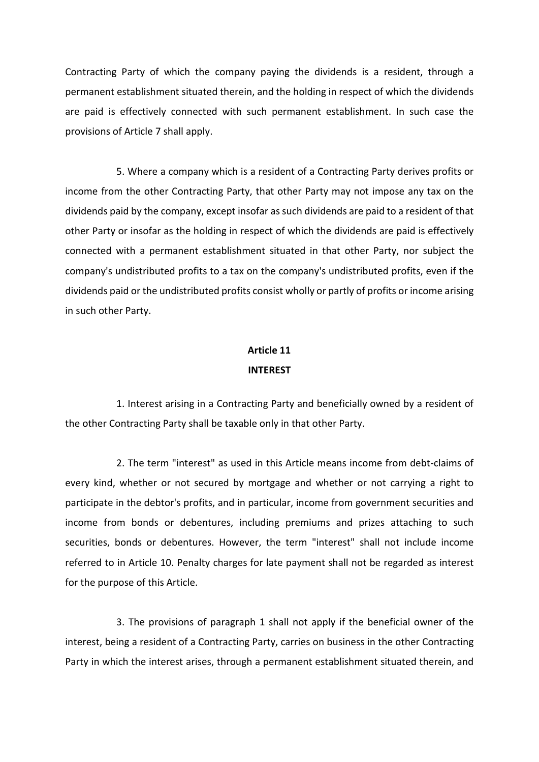Contracting Party of which the company paying the dividends is a resident, through a permanent establishment situated therein, and the holding in respect of which the dividends are paid is effectively connected with such permanent establishment. In such case the provisions of Article 7 shall apply.

5. Where a company which is a resident of a Contracting Party derives profits or income from the other Contracting Party, that other Party may not impose any tax on the dividends paid by the company, except insofar as such dividends are paid to a resident of that other Party or insofar as the holding in respect of which the dividends are paid is effectively connected with a permanent establishment situated in that other Party, nor subject the company's undistributed profits to a tax on the company's undistributed profits, even if the dividends paid or the undistributed profits consist wholly or partly of profits or income arising in such other Party.

## Article 11
## INTEREST

1. Interest arising in a Contracting Party and beneficially owned by a resident of the other Contracting Party shall be taxable only in that other Party.

2. The term "interest" as used in this Article means income from debt-claims of every kind, whether or not secured by mortgage and whether or not carrying a right to participate in the debtor's profits, and in particular, income from government securities and income from bonds or debentures, including premiums and prizes attaching to such securities, bonds or debentures. However, the term "interest" shall not include income referred to in Article 10. Penalty charges for late payment shall not be regarded as interest for the purpose of this Article.

3. The provisions of paragraph 1 shall not apply if the beneficial owner of the interest, being a resident of a Contracting Party, carries on business in the other Contracting Party in which the interest arises, through a permanent establishment situated therein, and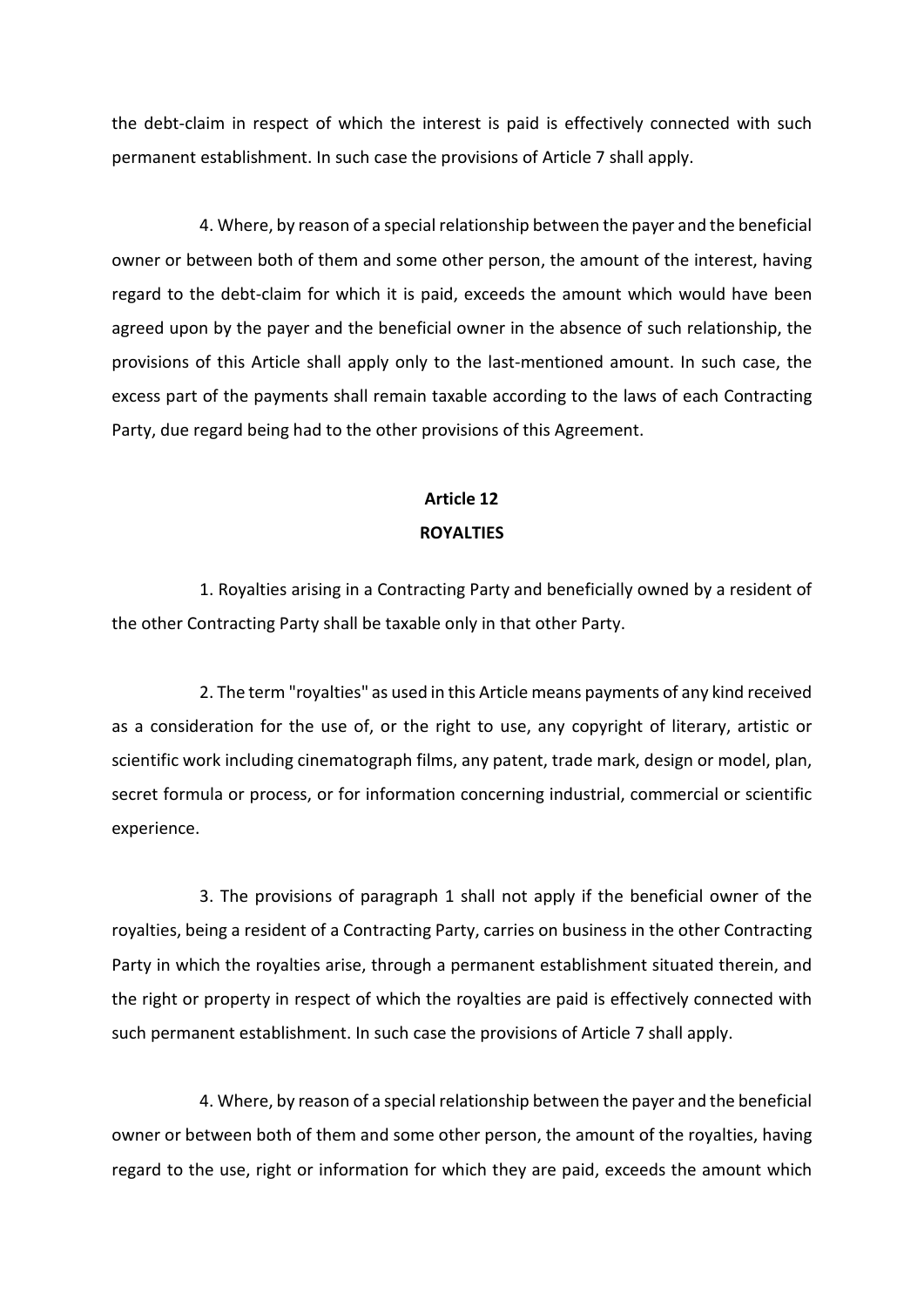the debt-claim in respect of which the interest is paid is effectively connected with such permanent establishment. In such case the provisions of Article 7 shall apply.

4. Where, by reason of a special relationship between the payer and the beneficial owner or between both of them and some other person, the amount of the interest, having regard to the debt-claim for which it is paid, exceeds the amount which would have been agreed upon by the payer and the beneficial owner in the absence of such relationship, the provisions of this Article shall apply only to the last-mentioned amount. In such case, the excess part of the payments shall remain taxable according to the laws of each Contracting Party, due regard being had to the other provisions of this Agreement.

## Article 12
## ROYALTIES

1. Royalties arising in a Contracting Party and beneficially owned by a resident of the other Contracting Party shall be taxable only in that other Party.

2. The term "royalties" as used in this Article means payments of any kind received as a consideration for the use of, or the right to use, any copyright of literary, artistic or scientific work including cinematograph films, any patent, trade mark, design or model, plan, secret formula or process, or for information concerning industrial, commercial or scientific experience.

3. The provisions of paragraph 1 shall not apply if the beneficial owner of the royalties, being a resident of a Contracting Party, carries on business in the other Contracting Party in which the royalties arise, through a permanent establishment situated therein, and the right or property in respect of which the royalties are paid is effectively connected with such permanent establishment. In such case the provisions of Article 7 shall apply.

4. Where, by reason of a special relationship between the payer and the beneficial owner or between both of them and some other person, the amount of the royalties, having regard to the use, right or information for which they are paid, exceeds the amount which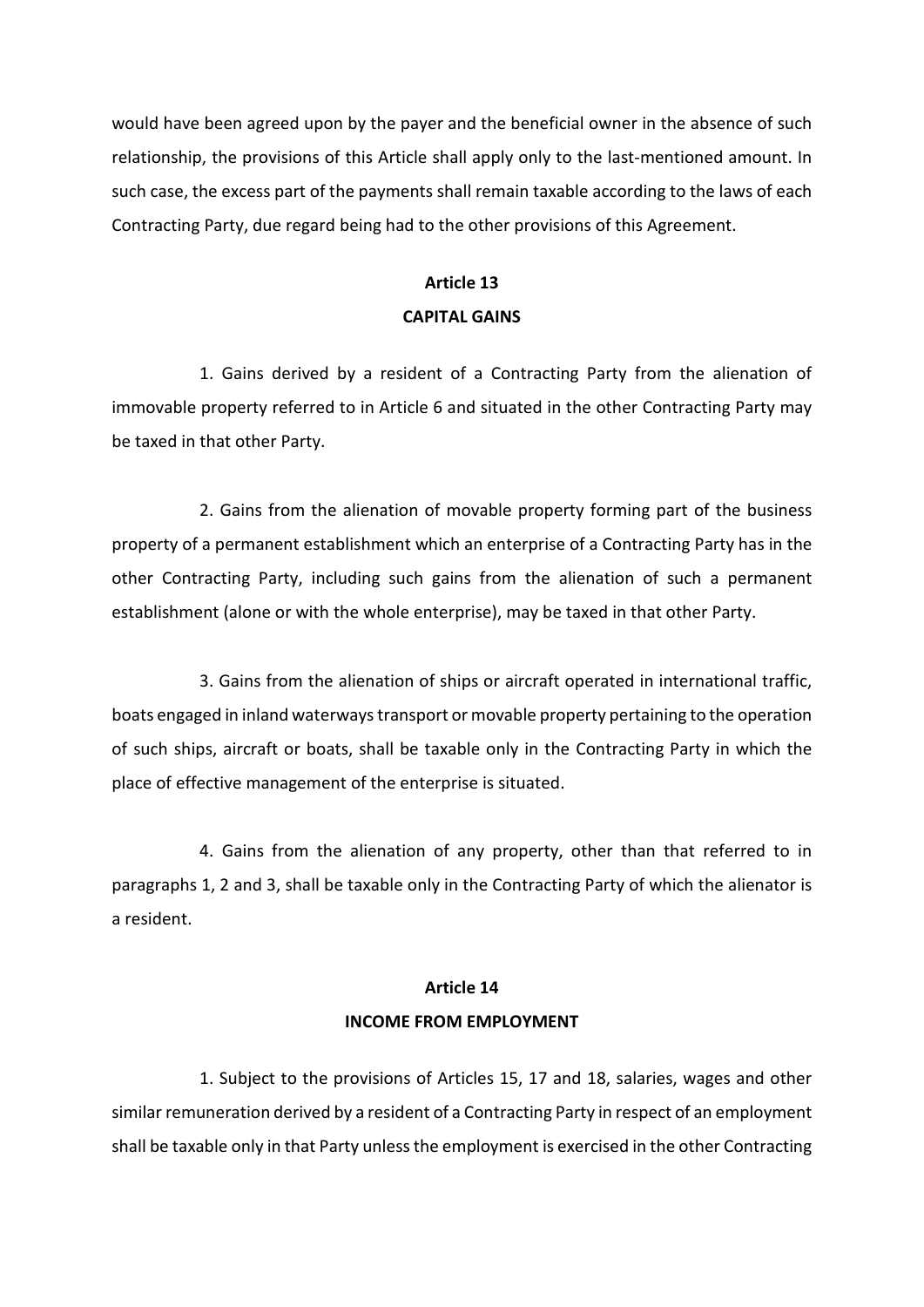would have been agreed upon by the payer and the beneficial owner in the absence of such relationship, the provisions of this Article shall apply only to the last-mentioned amount. In such case, the excess part of the payments shall remain taxable according to the laws of each Contracting Party, due regard being had to the other provisions of this Agreement.

## Article 13

## CAPITAL GAINS

1. Gains derived by a resident of a Contracting Party from the alienation of immovable property referred to in Article 6 and situated in the other Contracting Party may be taxed in that other Party.

2. Gains from the alienation of movable property forming part of the business property of a permanent establishment which an enterprise of a Contracting Party has in the other Contracting Party, including such gains from the alienation of such a permanent establishment (alone or with the whole enterprise), may be taxed in that other Party.

3. Gains from the alienation of ships or aircraft operated in international traffic, boats engaged in inland waterways transport or movable property pertaining to the operation of such ships, aircraft or boats, shall be taxable only in the Contracting Party in which the place of effective management of the enterprise is situated.

4. Gains from the alienation of any property, other than that referred to in paragraphs 1, 2 and 3, shall be taxable only in the Contracting Party of which the alienator is a resident.

## Article 14

## INCOME FROM EMPLOYMENT

1. Subject to the provisions of Articles 15, 17 and 18, salaries, wages and other similar remuneration derived by a resident of a Contracting Party in respect of an employment shall be taxable only in that Party unless the employment is exercised in the other Contracting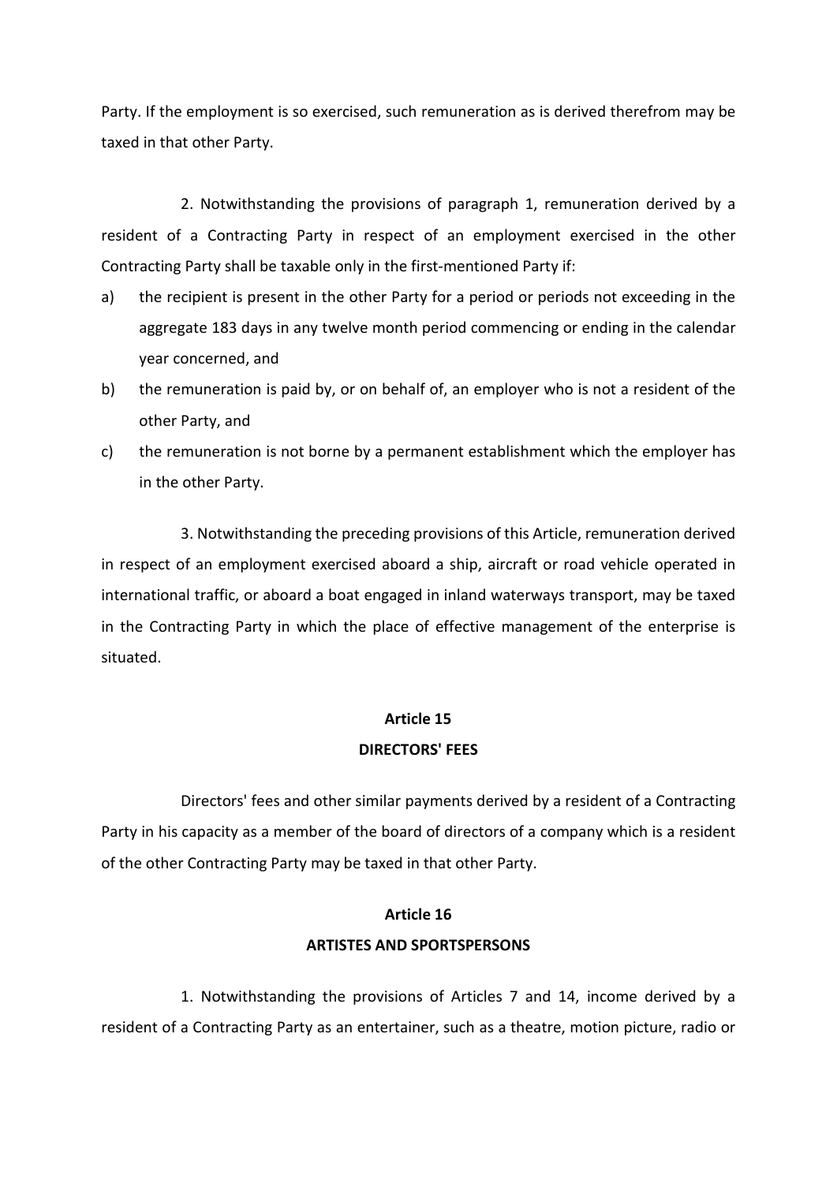Party. If the employment is so exercised, such remuneration as is derived therefrom may be taxed in that other Party.

2. Notwithstanding the provisions of paragraph 1, remuneration derived by a resident of a Contracting Party in respect of an employment exercised in the other Contracting Party shall be taxable only in the first-mentioned Party if:

a) the recipient is present in the other Party for a period or periods not exceeding in the aggregate 183 days in any twelve month period commencing or ending in the calendar year concerned, and
b) the remuneration is paid by, or on behalf of, an employer who is not a resident of the other Party, and
c) the remuneration is not borne by a permanent establishment which the employer has in the other Party.

3. Notwithstanding the preceding provisions of this Article, remuneration derived in respect of an employment exercised aboard a ship, aircraft or road vehicle operated in international traffic, or aboard a boat engaged in inland waterways transport, may be taxed in the Contracting Party in which the place of effective management of the enterprise is situated.

## Article 15

## DIRECTORS' FEES

Directors' fees and other similar payments derived by a resident of a Contracting Party in his capacity as a member of the board of directors of a company which is a resident of the other Contracting Party may be taxed in that other Party.

## Article 16

## ARTISTES AND SPORTSPERSONS

1. Notwithstanding the provisions of Articles 7 and 14, income derived by a resident of a Contracting Party as an entertainer, such as a theatre, motion picture, radio or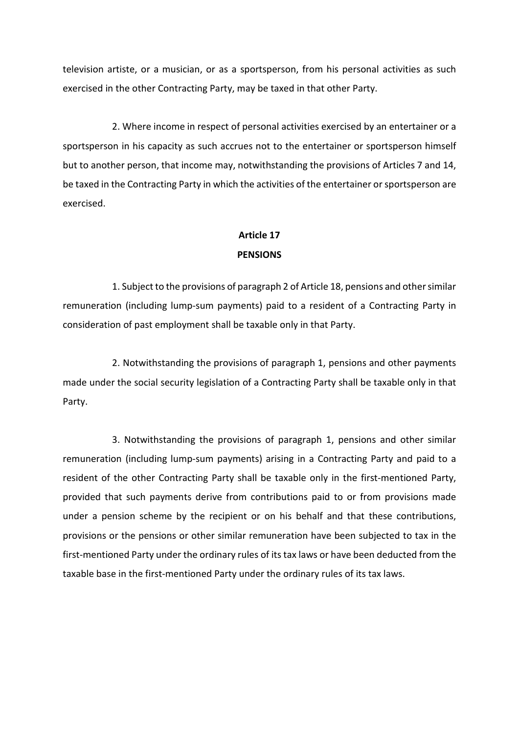television artiste, or a musician, or as a sportsperson, from his personal activities as such exercised in the other Contracting Party, may be taxed in that other Party.

2. Where income in respect of personal activities exercised by an entertainer or a sportsperson in his capacity as such accrues not to the entertainer or sportsperson himself but to another person, that income may, notwithstanding the provisions of Articles 7 and 14, be taxed in the Contracting Party in which the activities of the entertainer or sportsperson are exercised.

## Article 17

## PENSIONS

1. Subject to the provisions of paragraph 2 of Article 18, pensions and other similar remuneration (including lump-sum payments) paid to a resident of a Contracting Party in consideration of past employment shall be taxable only in that Party.

2. Notwithstanding the provisions of paragraph 1, pensions and other payments made under the social security legislation of a Contracting Party shall be taxable only in that Party.

3. Notwithstanding the provisions of paragraph 1, pensions and other similar remuneration (including lump-sum payments) arising in a Contracting Party and paid to a resident of the other Contracting Party shall be taxable only in the first-mentioned Party, provided that such payments derive from contributions paid to or from provisions made under a pension scheme by the recipient or on his behalf and that these contributions, provisions or the pensions or other similar remuneration have been subjected to tax in the first-mentioned Party under the ordinary rules of its tax laws or have been deducted from the taxable base in the first-mentioned Party under the ordinary rules of its tax laws.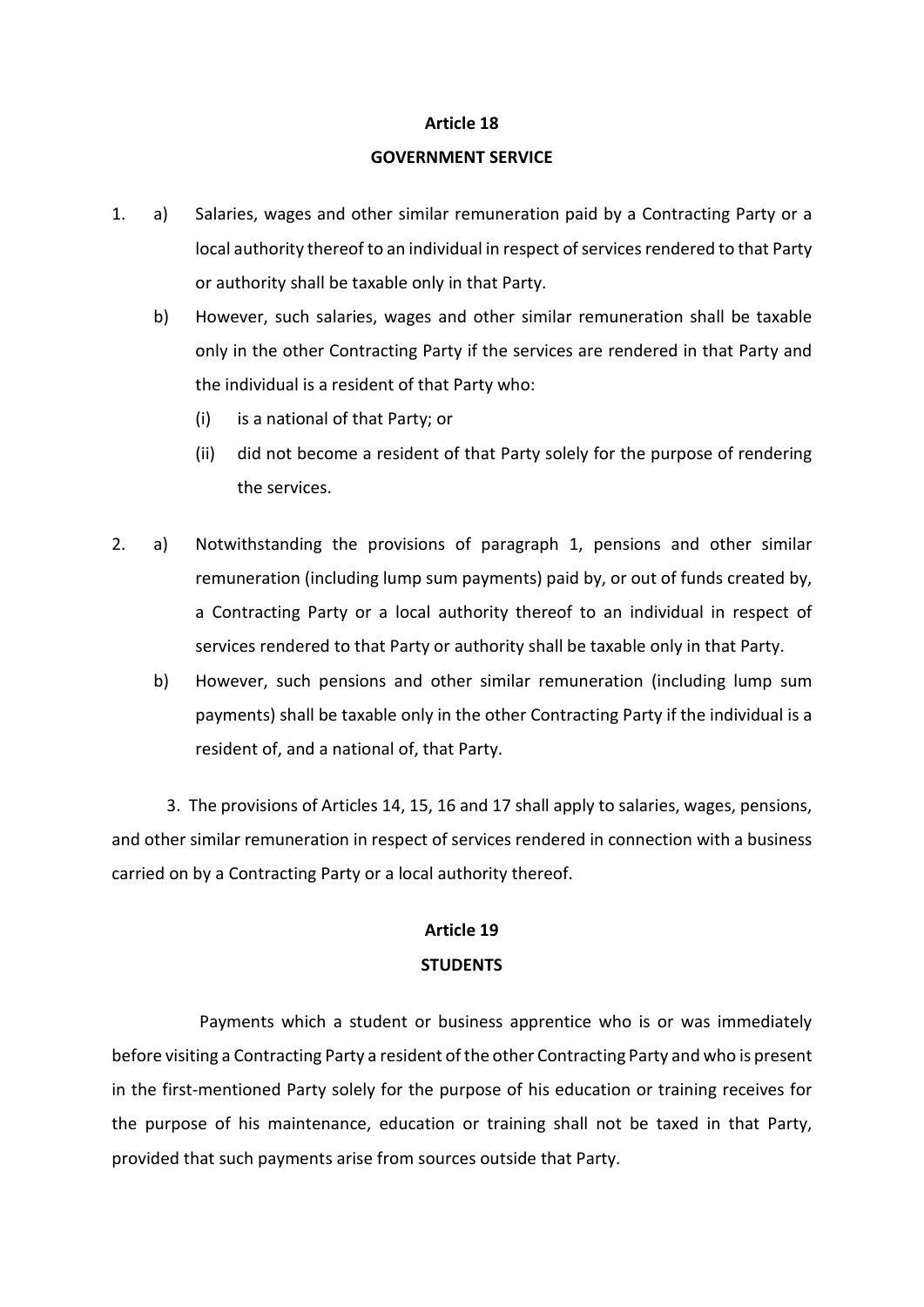## Article 18

## GOVERNMENT SERVICE

1. a) Salaries, wages and other similar remuneration paid by a Contracting Party or a local authority thereof to an individual in respect of services rendered to that Party or authority shall be taxable only in that Party.

   b) However, such salaries, wages and other similar remuneration shall be taxable only in the other Contracting Party if the services are rendered in that Party and the individual is a resident of that Party who:

      (i) is a national of that Party; or

      (ii) did not become a resident of that Party solely for the purpose of rendering the services.

2. a) Notwithstanding the provisions of paragraph 1, pensions and other similar remuneration (including lump sum payments) paid by, or out of funds created by, a Contracting Party or a local authority thereof to an individual in respect of services rendered to that Party or authority shall be taxable only in that Party.

   b) However, such pensions and other similar remuneration (including lump sum payments) shall be taxable only in the other Contracting Party if the individual is a resident of, and a national of, that Party.

3. The provisions of Articles 14, 15, 16 and 17 shall apply to salaries, wages, pensions, and other similar remuneration in respect of services rendered in connection with a business carried on by a Contracting Party or a local authority thereof.

## Article 19

## STUDENTS

Payments which a student or business apprentice who is or was immediately before visiting a Contracting Party a resident of the other Contracting Party and who is present in the first-mentioned Party solely for the purpose of his education or training receives for the purpose of his maintenance, education or training shall not be taxed in that Party, provided that such payments arise from sources outside that Party.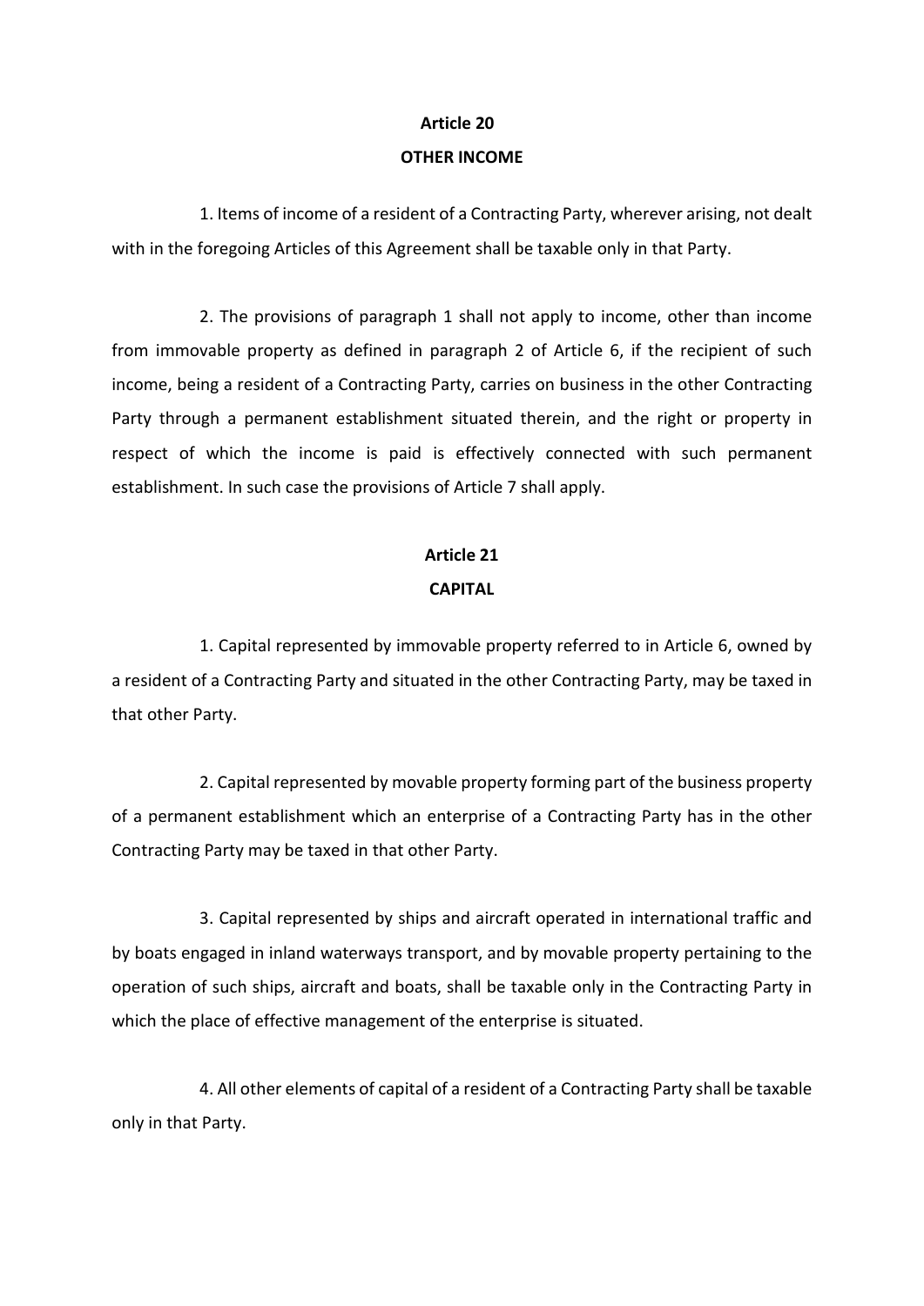## Article 20

## OTHER INCOME

1. Items of income of a resident of a Contracting Party, wherever arising, not dealt with in the foregoing Articles of this Agreement shall be taxable only in that Party.

2. The provisions of paragraph 1 shall not apply to income, other than income from immovable property as defined in paragraph 2 of Article 6, if the recipient of such income, being a resident of a Contracting Party, carries on business in the other Contracting Party through a permanent establishment situated therein, and the right or property in respect of which the income is paid is effectively connected with such permanent establishment. In such case the provisions of Article 7 shall apply.

## Article 21

## CAPITAL

1. Capital represented by immovable property referred to in Article 6, owned by a resident of a Contracting Party and situated in the other Contracting Party, may be taxed in that other Party.

2. Capital represented by movable property forming part of the business property of a permanent establishment which an enterprise of a Contracting Party has in the other Contracting Party may be taxed in that other Party.

3. Capital represented by ships and aircraft operated in international traffic and by boats engaged in inland waterways transport, and by movable property pertaining to the operation of such ships, aircraft and boats, shall be taxable only in the Contracting Party in which the place of effective management of the enterprise is situated.

4. All other elements of capital of a resident of a Contracting Party shall be taxable only in that Party.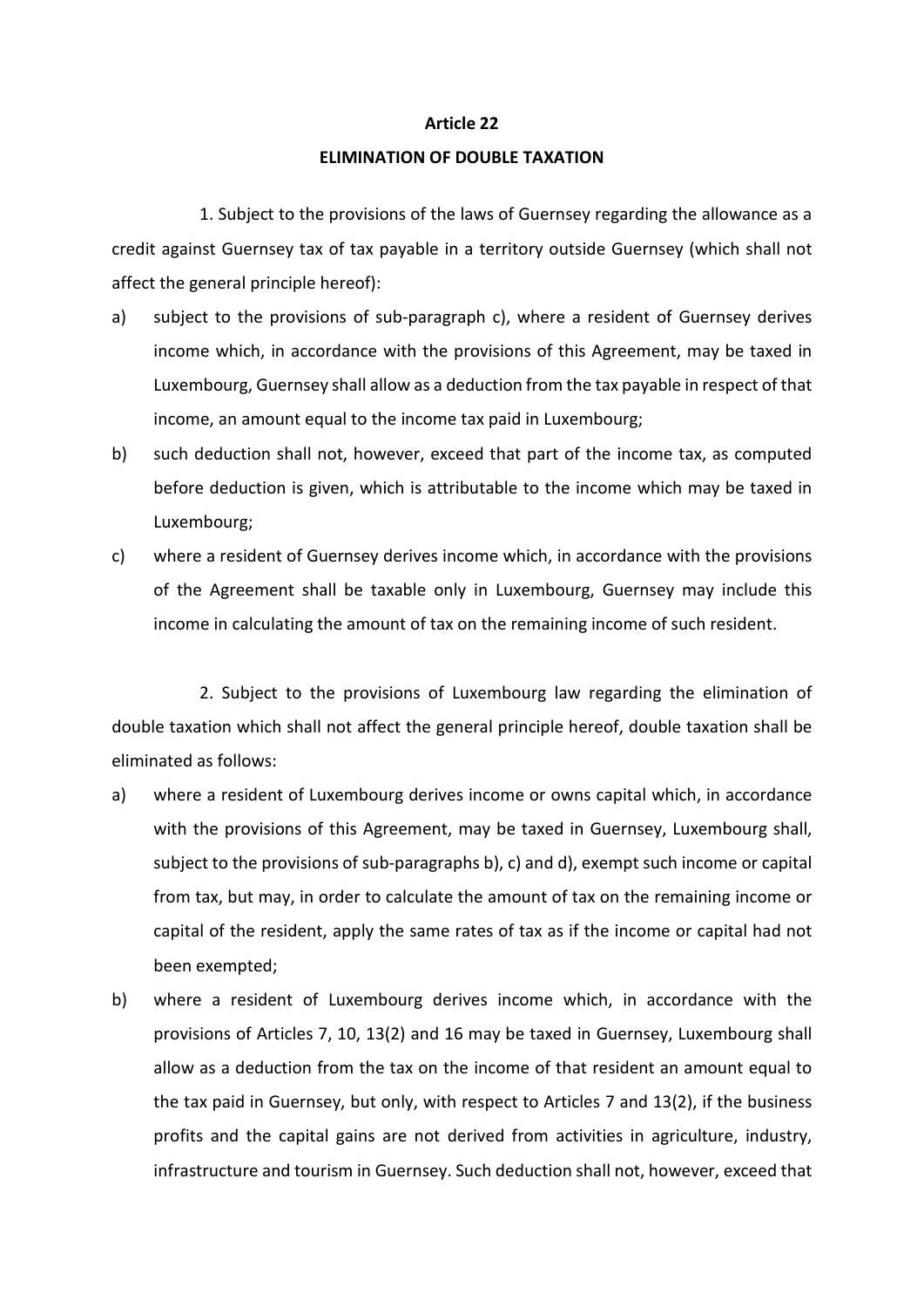**Article 22**

**ELIMINATION OF DOUBLE TAXATION**

1. Subject to the provisions of the laws of Guernsey regarding the allowance as a credit against Guernsey tax of tax payable in a territory outside Guernsey (which shall not affect the general principle hereof):

a) subject to the provisions of sub-paragraph c), where a resident of Guernsey derives income which, in accordance with the provisions of this Agreement, may be taxed in Luxembourg, Guernsey shall allow as a deduction from the tax payable in respect of that income, an amount equal to the income tax paid in Luxembourg;

b) such deduction shall not, however, exceed that part of the income tax, as computed before deduction is given, which is attributable to the income which may be taxed in Luxembourg;

c) where a resident of Guernsey derives income which, in accordance with the provisions of the Agreement shall be taxable only in Luxembourg, Guernsey may include this income in calculating the amount of tax on the remaining income of such resident.

2. Subject to the provisions of Luxembourg law regarding the elimination of double taxation which shall not affect the general principle hereof, double taxation shall be eliminated as follows:

a) where a resident of Luxembourg derives income or owns capital which, in accordance with the provisions of this Agreement, may be taxed in Guernsey, Luxembourg shall, subject to the provisions of sub-paragraphs b), c) and d), exempt such income or capital from tax, but may, in order to calculate the amount of tax on the remaining income or capital of the resident, apply the same rates of tax as if the income or capital had not been exempted;

b) where a resident of Luxembourg derives income which, in accordance with the provisions of Articles 7, 10, 13(2) and 16 may be taxed in Guernsey, Luxembourg shall allow as a deduction from the tax on the income of that resident an amount equal to the tax paid in Guernsey, but only, with respect to Articles 7 and 13(2), if the business profits and the capital gains are not derived from activities in agriculture, industry, infrastructure and tourism in Guernsey. Such deduction shall not, however, exceed that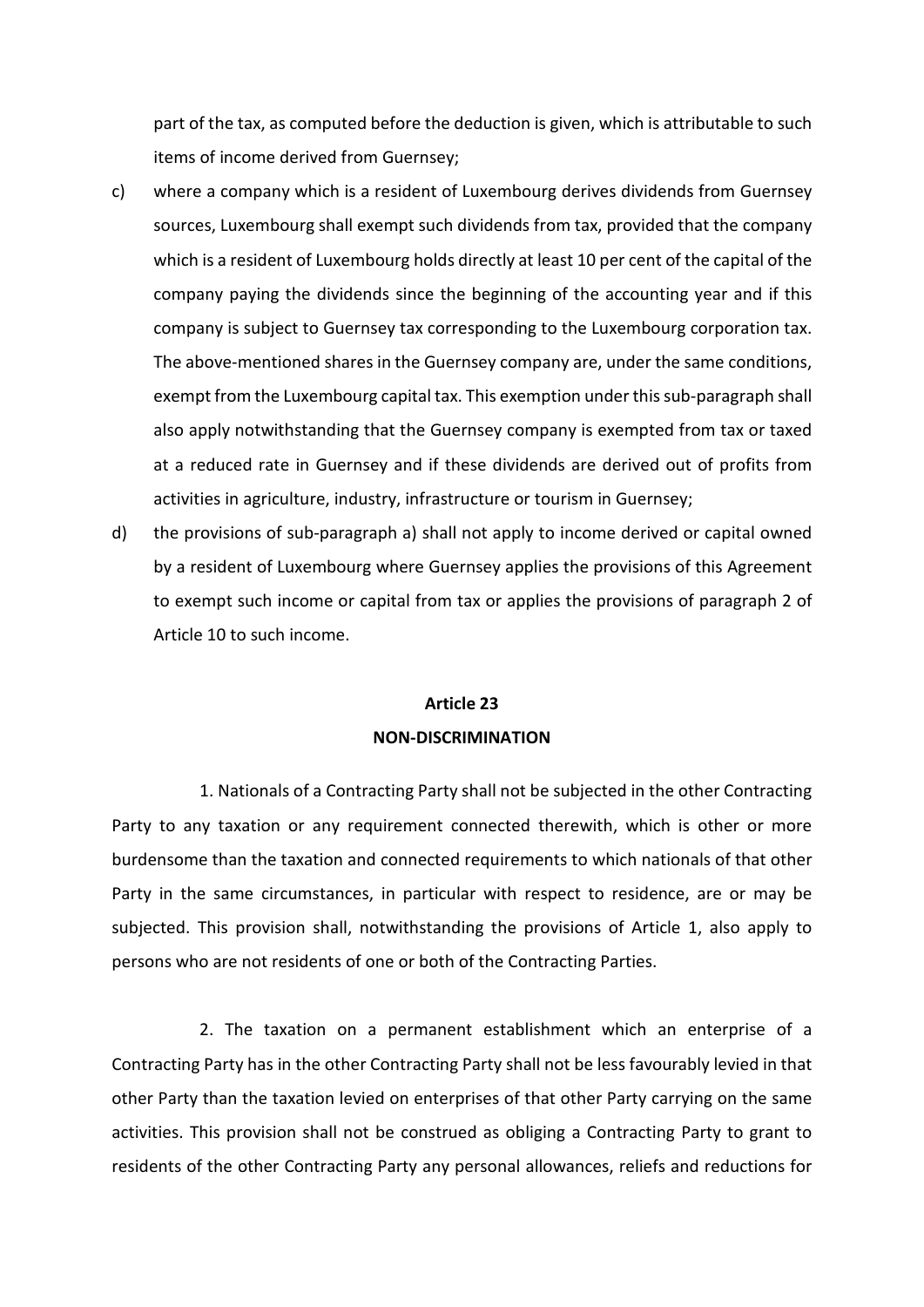part of the tax, as computed before the deduction is given, which is attributable to such items of income derived from Guernsey;

c) where a company which is a resident of Luxembourg derives dividends from Guernsey sources, Luxembourg shall exempt such dividends from tax, provided that the company which is a resident of Luxembourg holds directly at least 10 per cent of the capital of the company paying the dividends since the beginning of the accounting year and if this company is subject to Guernsey tax corresponding to the Luxembourg corporation tax. The above-mentioned shares in the Guernsey company are, under the same conditions, exempt from the Luxembourg capital tax. This exemption under this sub-paragraph shall also apply notwithstanding that the Guernsey company is exempted from tax or taxed at a reduced rate in Guernsey and if these dividends are derived out of profits from activities in agriculture, industry, infrastructure or tourism in Guernsey;

d) the provisions of sub-paragraph a) shall not apply to income derived or capital owned by a resident of Luxembourg where Guernsey applies the provisions of this Agreement to exempt such income or capital from tax or applies the provisions of paragraph 2 of Article 10 to such income.

## Article 23
## NON-DISCRIMINATION

1. Nationals of a Contracting Party shall not be subjected in the other Contracting Party to any taxation or any requirement connected therewith, which is other or more burdensome than the taxation and connected requirements to which nationals of that other Party in the same circumstances, in particular with respect to residence, are or may be subjected. This provision shall, notwithstanding the provisions of Article 1, also apply to persons who are not residents of one or both of the Contracting Parties.

2. The taxation on a permanent establishment which an enterprise of a Contracting Party has in the other Contracting Party shall not be less favourably levied in that other Party than the taxation levied on enterprises of that other Party carrying on the same activities. This provision shall not be construed as obliging a Contracting Party to grant to residents of the other Contracting Party any personal allowances, reliefs and reductions for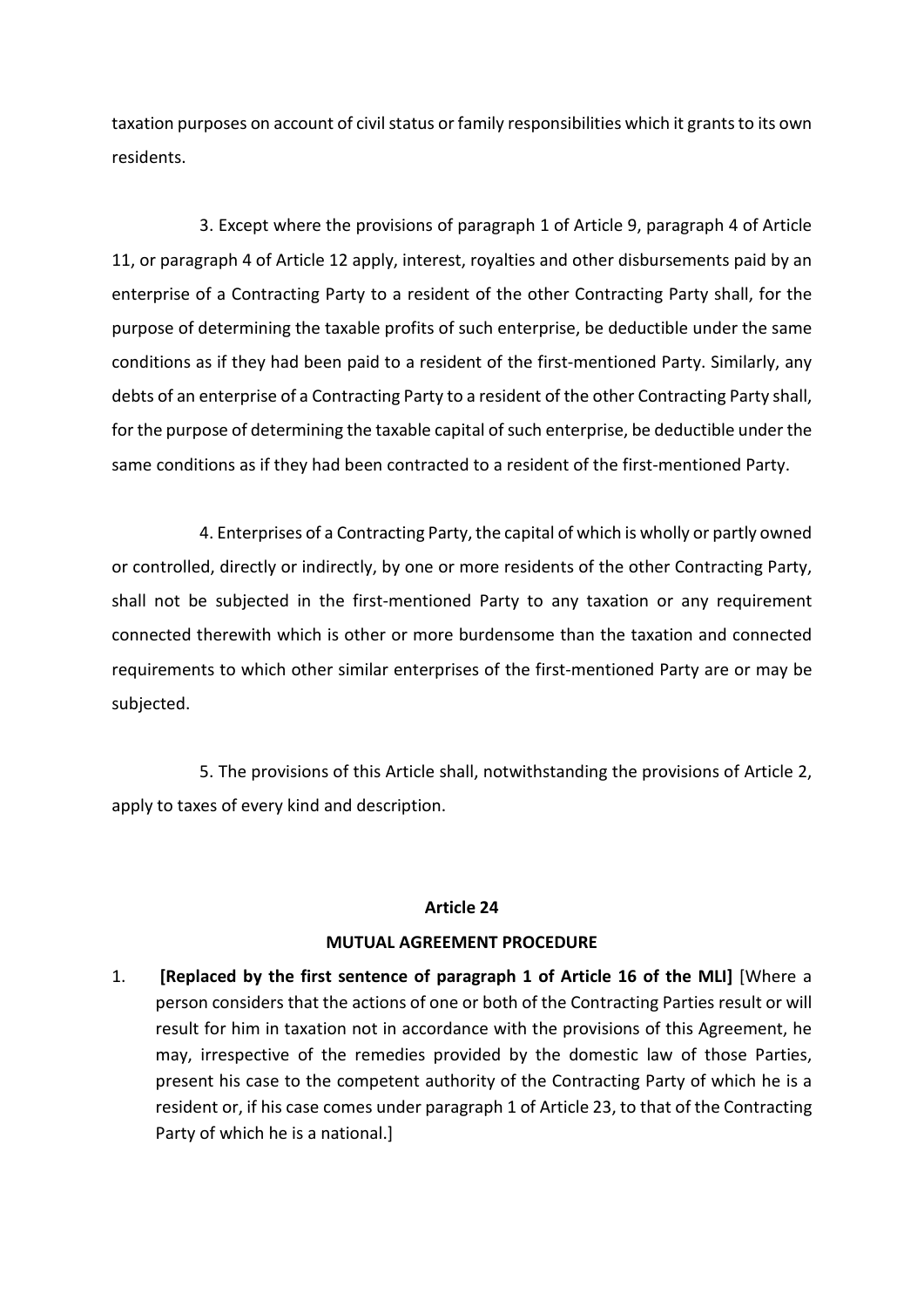taxation purposes on account of civil status or family responsibilities which it grants to its own residents.

3. Except where the provisions of paragraph 1 of Article 9, paragraph 4 of Article 11, or paragraph 4 of Article 12 apply, interest, royalties and other disbursements paid by an enterprise of a Contracting Party to a resident of the other Contracting Party shall, for the purpose of determining the taxable profits of such enterprise, be deductible under the same conditions as if they had been paid to a resident of the first-mentioned Party. Similarly, any debts of an enterprise of a Contracting Party to a resident of the other Contracting Party shall, for the purpose of determining the taxable capital of such enterprise, be deductible under the same conditions as if they had been contracted to a resident of the first-mentioned Party.

4. Enterprises of a Contracting Party, the capital of which is wholly or partly owned or controlled, directly or indirectly, by one or more residents of the other Contracting Party, shall not be subjected in the first-mentioned Party to any taxation or any requirement connected therewith which is other or more burdensome than the taxation and connected requirements to which other similar enterprises of the first-mentioned Party are or may be subjected.

5. The provisions of this Article shall, notwithstanding the provisions of Article 2, apply to taxes of every kind and description.

### Article 24

### MUTUAL AGREEMENT PROCEDURE

1. **[Replaced by the first sentence of paragraph 1 of Article 16 of the MLI]** [Where a person considers that the actions of one or both of the Contracting Parties result or will result for him in taxation not in accordance with the provisions of this Agreement, he may, irrespective of the remedies provided by the domestic law of those Parties, present his case to the competent authority of the Contracting Party of which he is a resident or, if his case comes under paragraph 1 of Article 23, to that of the Contracting Party of which he is a national.]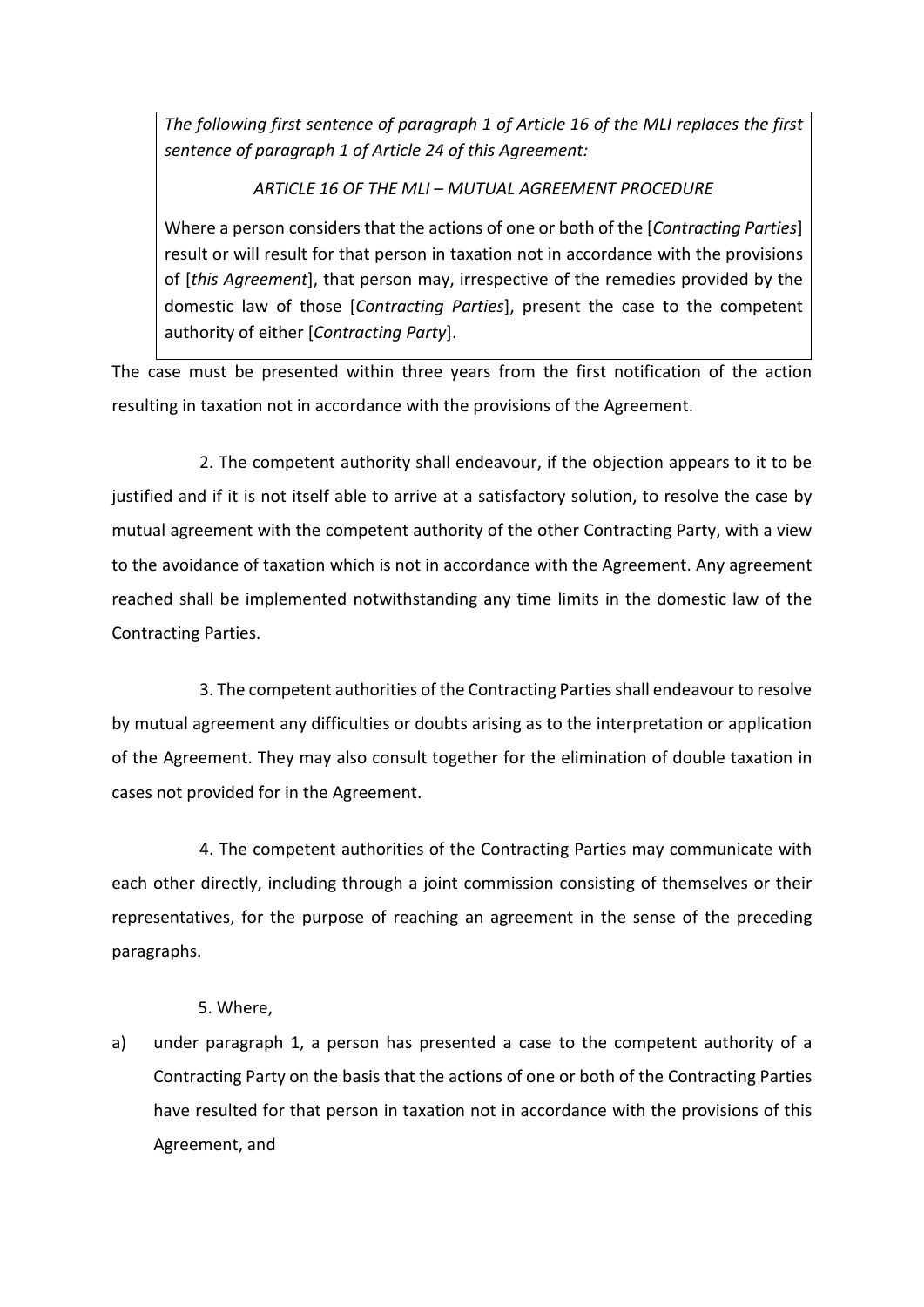> *The following first sentence of paragraph 1 of Article 16 of the MLI replaces the first sentence of paragraph 1 of Article 24 of this Agreement:*
>
> *ARTICLE 16 OF THE MLI – MUTUAL AGREEMENT PROCEDURE*
>
> Where a person considers that the actions of one or both of the [*Contracting Parties*] result or will result for that person in taxation not in accordance with the provisions of [*this Agreement*], that person may, irrespective of the remedies provided by the domestic law of those [*Contracting Parties*], present the case to the competent authority of either [*Contracting Party*].

The case must be presented within three years from the first notification of the action resulting in taxation not in accordance with the provisions of the Agreement.

2. The competent authority shall endeavour, if the objection appears to it to be justified and if it is not itself able to arrive at a satisfactory solution, to resolve the case by mutual agreement with the competent authority of the other Contracting Party, with a view to the avoidance of taxation which is not in accordance with the Agreement. Any agreement reached shall be implemented notwithstanding any time limits in the domestic law of the Contracting Parties.

3. The competent authorities of the Contracting Parties shall endeavour to resolve by mutual agreement any difficulties or doubts arising as to the interpretation or application of the Agreement. They may also consult together for the elimination of double taxation in cases not provided for in the Agreement.

4. The competent authorities of the Contracting Parties may communicate with each other directly, including through a joint commission consisting of themselves or their representatives, for the purpose of reaching an agreement in the sense of the preceding paragraphs.

5. Where,

a) under paragraph 1, a person has presented a case to the competent authority of a Contracting Party on the basis that the actions of one or both of the Contracting Parties have resulted for that person in taxation not in accordance with the provisions of this Agreement, and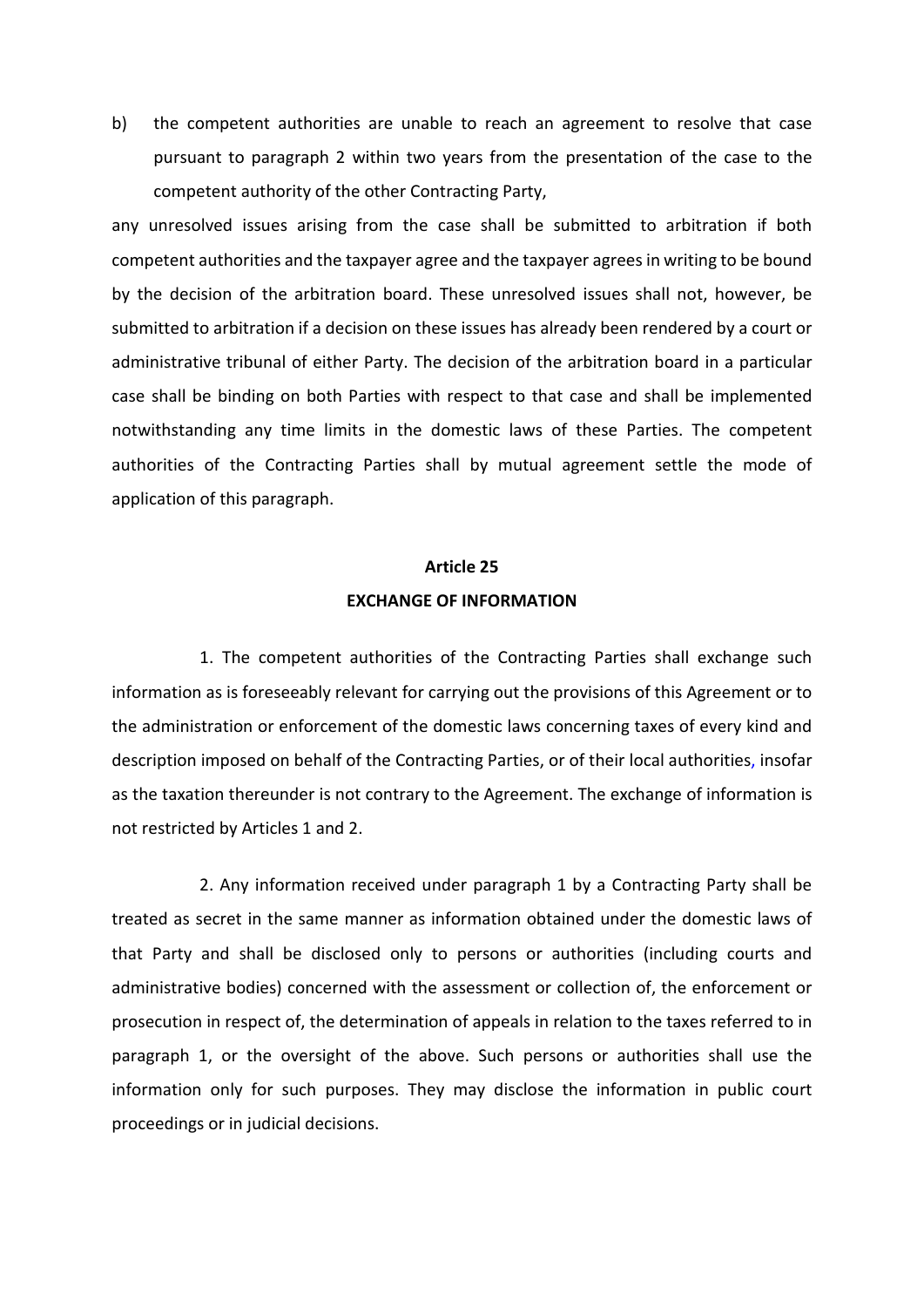b) the competent authorities are unable to reach an agreement to resolve that case pursuant to paragraph 2 within two years from the presentation of the case to the competent authority of the other Contracting Party,

any unresolved issues arising from the case shall be submitted to arbitration if both competent authorities and the taxpayer agree and the taxpayer agrees in writing to be bound by the decision of the arbitration board. These unresolved issues shall not, however, be submitted to arbitration if a decision on these issues has already been rendered by a court or administrative tribunal of either Party. The decision of the arbitration board in a particular case shall be binding on both Parties with respect to that case and shall be implemented notwithstanding any time limits in the domestic laws of these Parties. The competent authorities of the Contracting Parties shall by mutual agreement settle the mode of application of this paragraph.

**Article 25**

**EXCHANGE OF INFORMATION**

1. The competent authorities of the Contracting Parties shall exchange such information as is foreseeably relevant for carrying out the provisions of this Agreement or to the administration or enforcement of the domestic laws concerning taxes of every kind and description imposed on behalf of the Contracting Parties, or of their local authorities, insofar as the taxation thereunder is not contrary to the Agreement. The exchange of information is not restricted by Articles 1 and 2.

2. Any information received under paragraph 1 by a Contracting Party shall be treated as secret in the same manner as information obtained under the domestic laws of that Party and shall be disclosed only to persons or authorities (including courts and administrative bodies) concerned with the assessment or collection of, the enforcement or prosecution in respect of, the determination of appeals in relation to the taxes referred to in paragraph 1, or the oversight of the above. Such persons or authorities shall use the information only for such purposes. They may disclose the information in public court proceedings or in judicial decisions.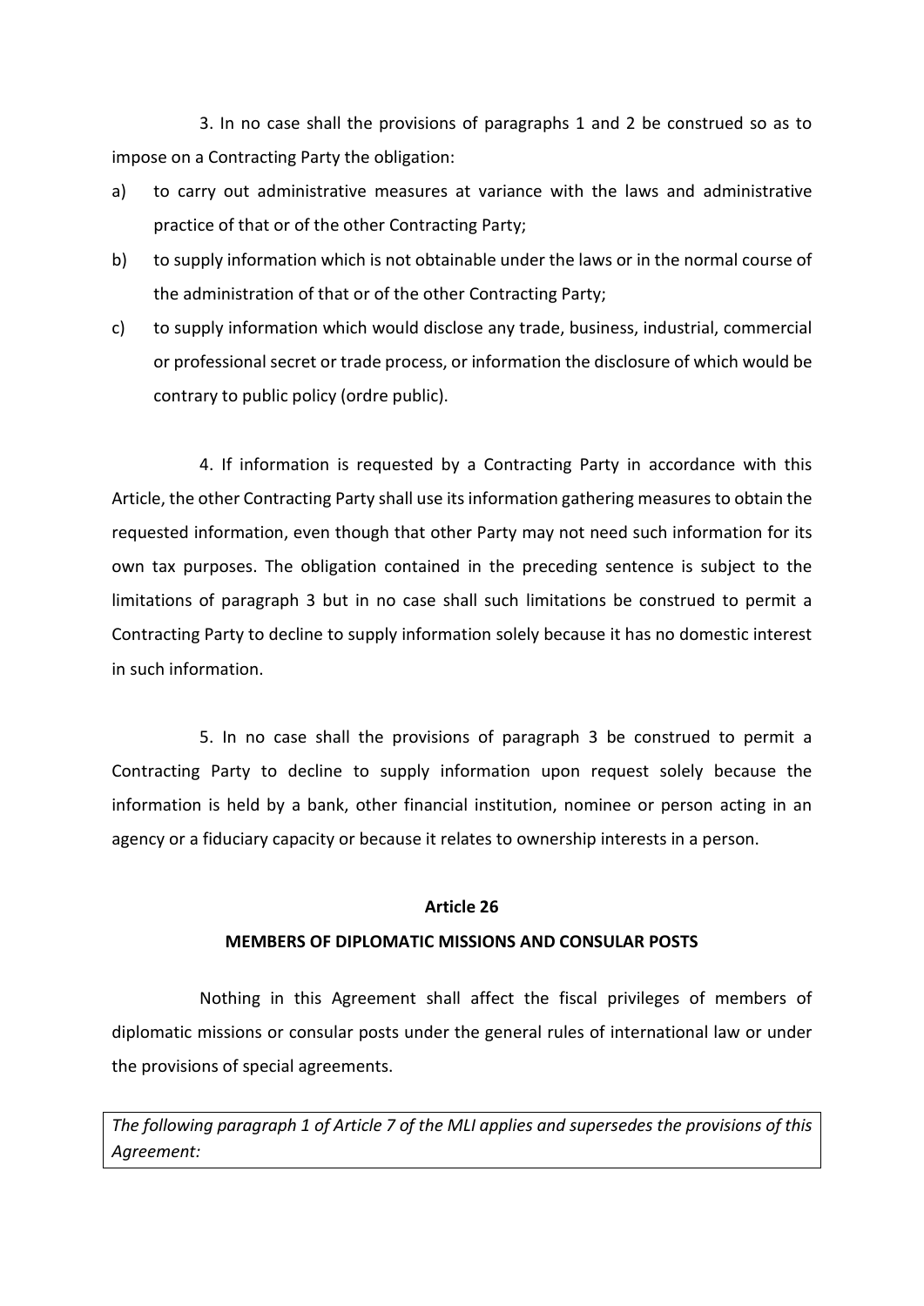3. In no case shall the provisions of paragraphs 1 and 2 be construed so as to impose on a Contracting Party the obligation:

a) to carry out administrative measures at variance with the laws and administrative practice of that or of the other Contracting Party;

b) to supply information which is not obtainable under the laws or in the normal course of the administration of that or of the other Contracting Party;

c) to supply information which would disclose any trade, business, industrial, commercial or professional secret or trade process, or information the disclosure of which would be contrary to public policy (ordre public).

4. If information is requested by a Contracting Party in accordance with this Article, the other Contracting Party shall use its information gathering measures to obtain the requested information, even though that other Party may not need such information for its own tax purposes. The obligation contained in the preceding sentence is subject to the limitations of paragraph 3 but in no case shall such limitations be construed to permit a Contracting Party to decline to supply information solely because it has no domestic interest in such information.

5. In no case shall the provisions of paragraph 3 be construed to permit a Contracting Party to decline to supply information upon request solely because the information is held by a bank, other financial institution, nominee or person acting in an agency or a fiduciary capacity or because it relates to ownership interests in a person.

**Article 26**

**MEMBERS OF DIPLOMATIC MISSIONS AND CONSULAR POSTS**

Nothing in this Agreement shall affect the fiscal privileges of members of diplomatic missions or consular posts under the general rules of international law or under the provisions of special agreements.

*The following paragraph 1 of Article 7 of the MLI applies and supersedes the provisions of this Agreement:*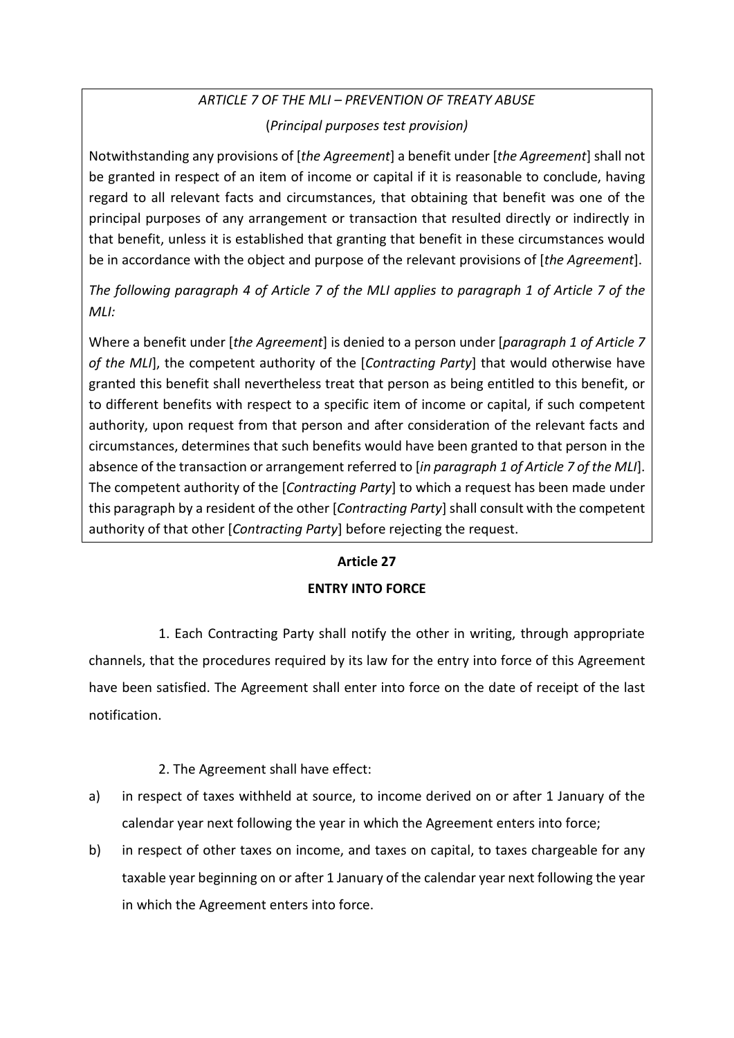*ARTICLE 7 OF THE MLI – PREVENTION OF TREATY ABUSE*

(*Principal purposes test provision)*

Notwithstanding any provisions of [*the Agreement*] a benefit under [*the Agreement*] shall not be granted in respect of an item of income or capital if it is reasonable to conclude, having regard to all relevant facts and circumstances, that obtaining that benefit was one of the principal purposes of any arrangement or transaction that resulted directly or indirectly in that benefit, unless it is established that granting that benefit in these circumstances would be in accordance with the object and purpose of the relevant provisions of [*the Agreement*].

*The following paragraph 4 of Article 7 of the MLI applies to paragraph 1 of Article 7 of the MLI:*

Where a benefit under [*the Agreement*] is denied to a person under [*paragraph 1 of Article 7 of the MLI*], the competent authority of the [*Contracting Party*] that would otherwise have granted this benefit shall nevertheless treat that person as being entitled to this benefit, or to different benefits with respect to a specific item of income or capital, if such competent authority, upon request from that person and after consideration of the relevant facts and circumstances, determines that such benefits would have been granted to that person in the absence of the transaction or arrangement referred to [*in paragraph 1 of Article 7 of the MLI*]. The competent authority of the [*Contracting Party*] to which a request has been made under this paragraph by a resident of the other [*Contracting Party*] shall consult with the competent authority of that other [*Contracting Party*] before rejecting the request.

## Article 27

## ENTRY INTO FORCE

1. Each Contracting Party shall notify the other in writing, through appropriate channels, that the procedures required by its law for the entry into force of this Agreement have been satisfied. The Agreement shall enter into force on the date of receipt of the last notification.

2. The Agreement shall have effect:

a) in respect of taxes withheld at source, to income derived on or after 1 January of the calendar year next following the year in which the Agreement enters into force;

b) in respect of other taxes on income, and taxes on capital, to taxes chargeable for any taxable year beginning on or after 1 January of the calendar year next following the year in which the Agreement enters into force.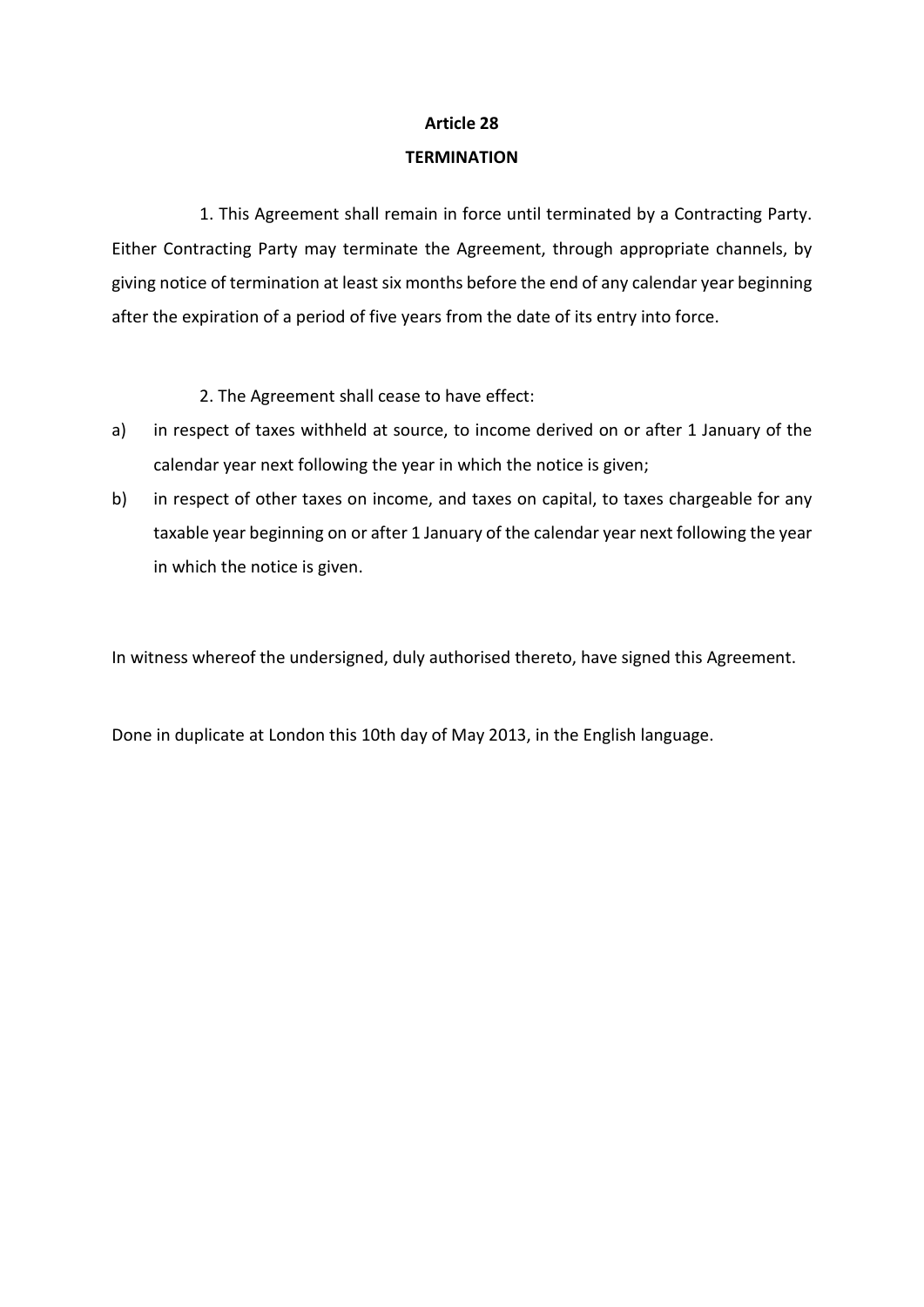## Article 28

## TERMINATION

1. This Agreement shall remain in force until terminated by a Contracting Party. Either Contracting Party may terminate the Agreement, through appropriate channels, by giving notice of termination at least six months before the end of any calendar year beginning after the expiration of a period of five years from the date of its entry into force.

2. The Agreement shall cease to have effect:

a) in respect of taxes withheld at source, to income derived on or after 1 January of the calendar year next following the year in which the notice is given;

b) in respect of other taxes on income, and taxes on capital, to taxes chargeable for any taxable year beginning on or after 1 January of the calendar year next following the year in which the notice is given.

In witness whereof the undersigned, duly authorised thereto, have signed this Agreement.

Done in duplicate at London this 10th day of May 2013, in the English language.